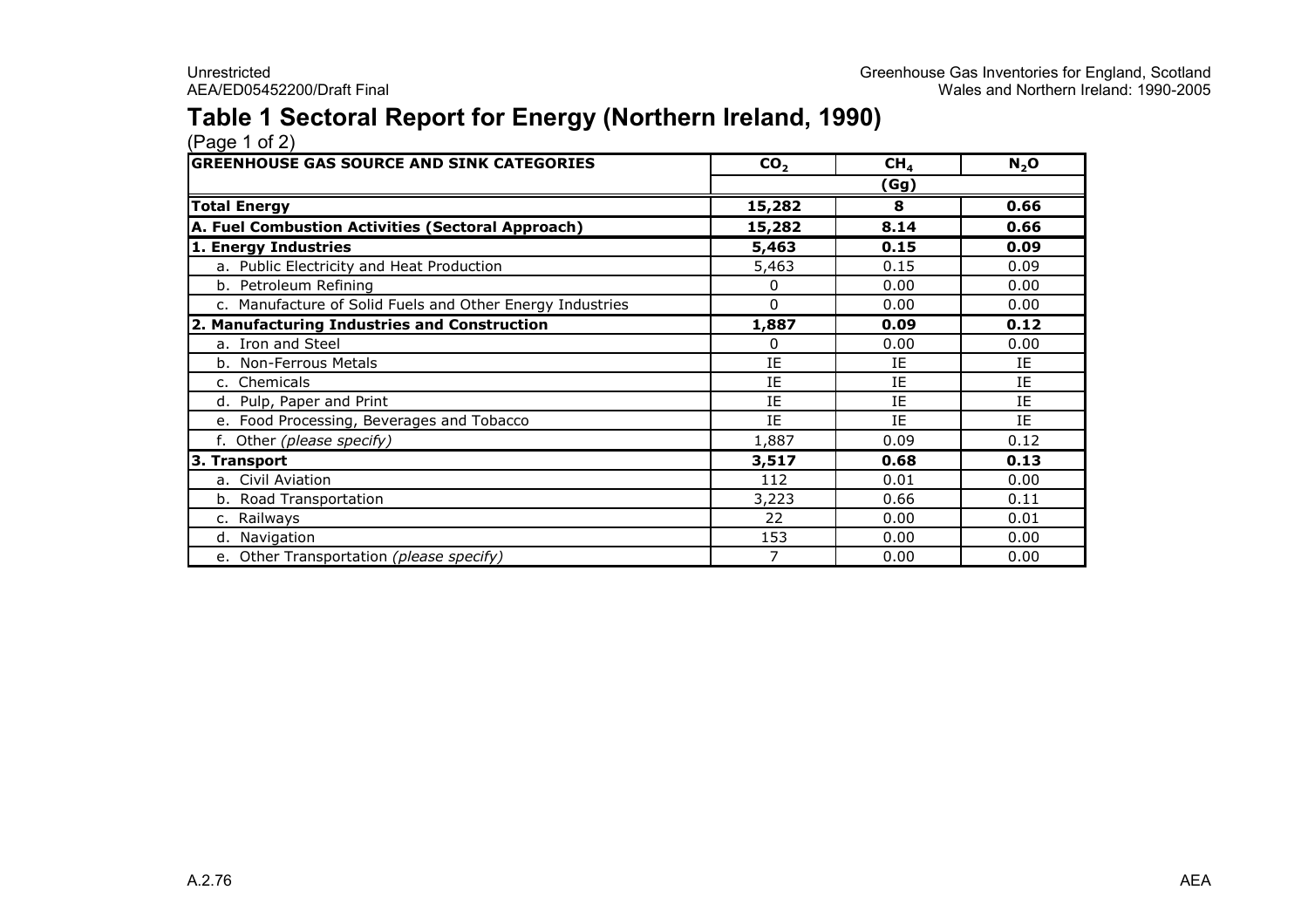# Table 1 Sectoral Report for Energy (Northern Ireland, 1990)

(Page 1 of 2)

| GREENHOUSE GAS SOURCE AND SINK CATEGORIES | $CO_2$ | $CH_4$ | $N_2O$ |
|---|---|---|---|
| | | (Gg) | |
| **Total Energy** | **15,282** | **8** | **0.66** |
| **A. Fuel Combustion Activities (Sectoral Approach)** | **15,282** | **8.14** | **0.66** |
| **1. Energy Industries** | **5,463** | **0.15** | **0.09** |
| a. Public Electricity and Heat Production | 5,463 | 0.15 | 0.09 |
| b. Petroleum Refining | 0 | 0.00 | 0.00 |
| c. Manufacture of Solid Fuels and Other Energy Industries | 0 | 0.00 | 0.00 |
| **2. Manufacturing Industries and Construction** | **1,887** | **0.09** | **0.12** |
| a. Iron and Steel | 0 | 0.00 | 0.00 |
| b. Non-Ferrous Metals | IE | IE | IE |
| c. Chemicals | IE | IE | IE |
| d. Pulp, Paper and Print | IE | IE | IE |
| e. Food Processing, Beverages and Tobacco | IE | IE | IE |
| f. Other *(please specify)* | 1,887 | 0.09 | 0.12 |
| **3. Transport** | **3,517** | **0.68** | **0.13** |
| a. Civil Aviation | 112 | 0.01 | 0.00 |
| b. Road Transportation | 3,223 | 0.66 | 0.11 |
| c. Railways | 22 | 0.00 | 0.01 |
| d. Navigation | 153 | 0.00 | 0.00 |
| e. Other Transportation *(please specify)* | 7 | 0.00 | 0.00 |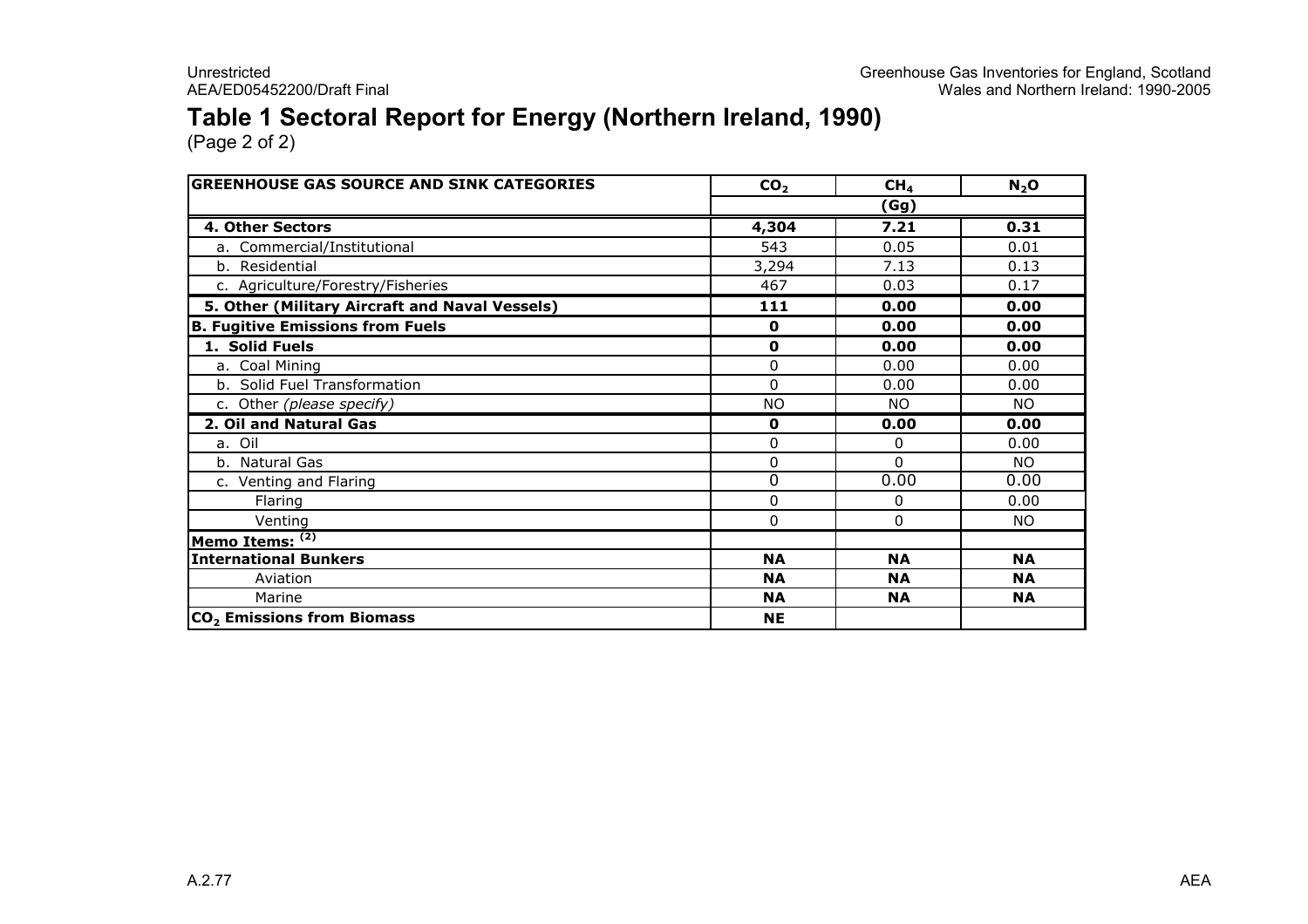# Table 1 Sectoral Report for Energy (Northern Ireland, 1990)

(Page 2 of 2)

| GREENHOUSE GAS SOURCE AND SINK CATEGORIES | $CO_2$ | $CH_4$ | $N_2O$ |
|---|---|---|---|
| | (Gg) | | |
| **4. Other Sectors** | **4,304** | **7.21** | **0.31** |
| a. Commercial/Institutional | 543 | 0.05 | 0.01 |
| b. Residential | 3,294 | 7.13 | 0.13 |
| c. Agriculture/Forestry/Fisheries | 467 | 0.03 | 0.17 |
| **5. Other (Military Aircraft and Naval Vessels)** | **111** | **0.00** | **0.00** |
| **B. Fugitive Emissions from Fuels** | **0** | **0.00** | **0.00** |
| **1. Solid Fuels** | **0** | **0.00** | **0.00** |
| a. Coal Mining | 0 | 0.00 | 0.00 |
| b. Solid Fuel Transformation | 0 | 0.00 | 0.00 |
| c. Other *(please specify)* | NO | NO | NO |
| **2. Oil and Natural Gas** | **0** | **0.00** | **0.00** |
| a. Oil | 0 | 0 | 0.00 |
| b. Natural Gas | 0 | 0 | NO |
| c. Venting and Flaring | 0 | 0.00 | 0.00 |
| Flaring | 0 | 0 | 0.00 |
| Venting | 0 | 0 | NO |
| **Memo Items:** [(2)] | | | |
| **International Bunkers** | **NA** | **NA** | **NA** |
| Aviation | **NA** | **NA** | **NA** |
| Marine | **NA** | **NA** | **NA** |
| **$CO_2$ Emissions from Biomass** | **NE** | | |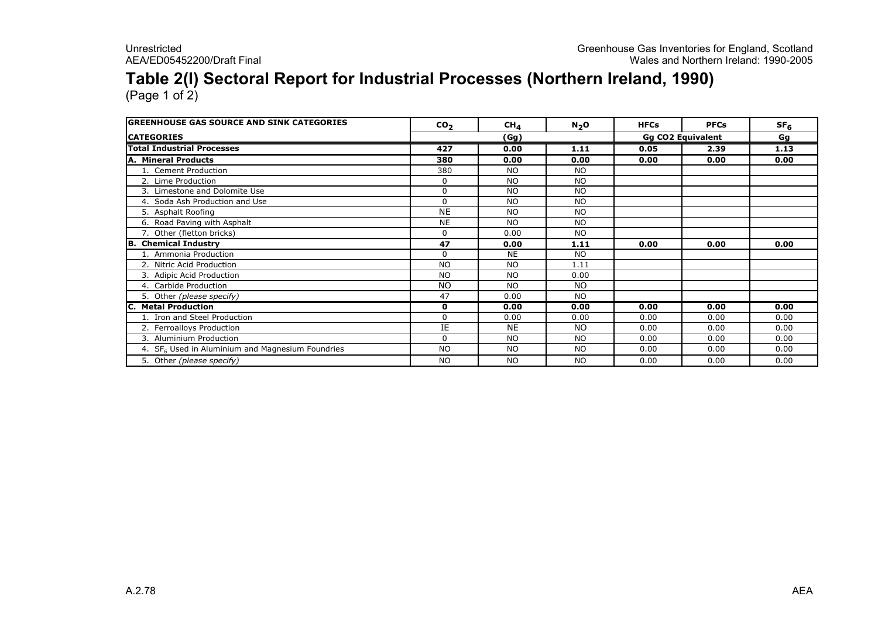# Table 2(I) Sectoral Report for Industrial Processes (Northern Ireland, 1990)

(Page 1 of 2)

| GREENHOUSE GAS SOURCE AND SINK CATEGORIES | $CO_2$ | $CH_4$ | $N_2O$ | HFCs | PFCs | $SF_6$ |
|---|---|---|---|---|---|---|
| **CATEGORIES** | | **(Gg)** | | **Gg CO2 Equivalent** | | **Gg** |
| **Total Industrial Processes** | **427** | **0.00** | **1.11** | **0.05** | **2.39** | **1.13** |
| **A. Mineral Products** | **380** | **0.00** | **0.00** | **0.00** | **0.00** | **0.00** |
| 1. Cement Production | 380 | NO | NO | | | |
| 2. Lime Production | 0 | NO | NO | | | |
| 3. Limestone and Dolomite Use | 0 | NO | NO | | | |
| 4. Soda Ash Production and Use | 0 | NO | NO | | | |
| 5. Asphalt Roofing | NE | NO | NO | | | |
| 6. Road Paving with Asphalt | NE | NO | NO | | | |
| 7. Other (fletton bricks) | 0 | 0.00 | NO | | | |
| **B. Chemical Industry** | **47** | **0.00** | **1.11** | **0.00** | **0.00** | **0.00** |
| 1. Ammonia Production | 0 | NE | NO | | | |
| 2. Nitric Acid Production | NO | NO | 1.11 | | | |
| 3. Adipic Acid Production | NO | NO | 0.00 | | | |
| 4. Carbide Production | NO | NO | NO | | | |
| 5. Other *(please specify)* | 47 | 0.00 | NO | | | |
| **C. Metal Production** | **0** | **0.00** | **0.00** | **0.00** | **0.00** | **0.00** |
| 1. Iron and Steel Production | 0 | 0.00 | 0.00 | 0.00 | 0.00 | 0.00 |
| 2. Ferroalloys Production | IE | NE | NO | 0.00 | 0.00 | 0.00 |
| 3. Aluminium Production | 0 | NO | NO | 0.00 | 0.00 | 0.00 |
| 4. $SF_6$ Used in Aluminium and Magnesium Foundries | NO | NO | NO | 0.00 | 0.00 | 0.00 |
| 5. Other *(please specify)* | NO | NO | NO | 0.00 | 0.00 | 0.00 |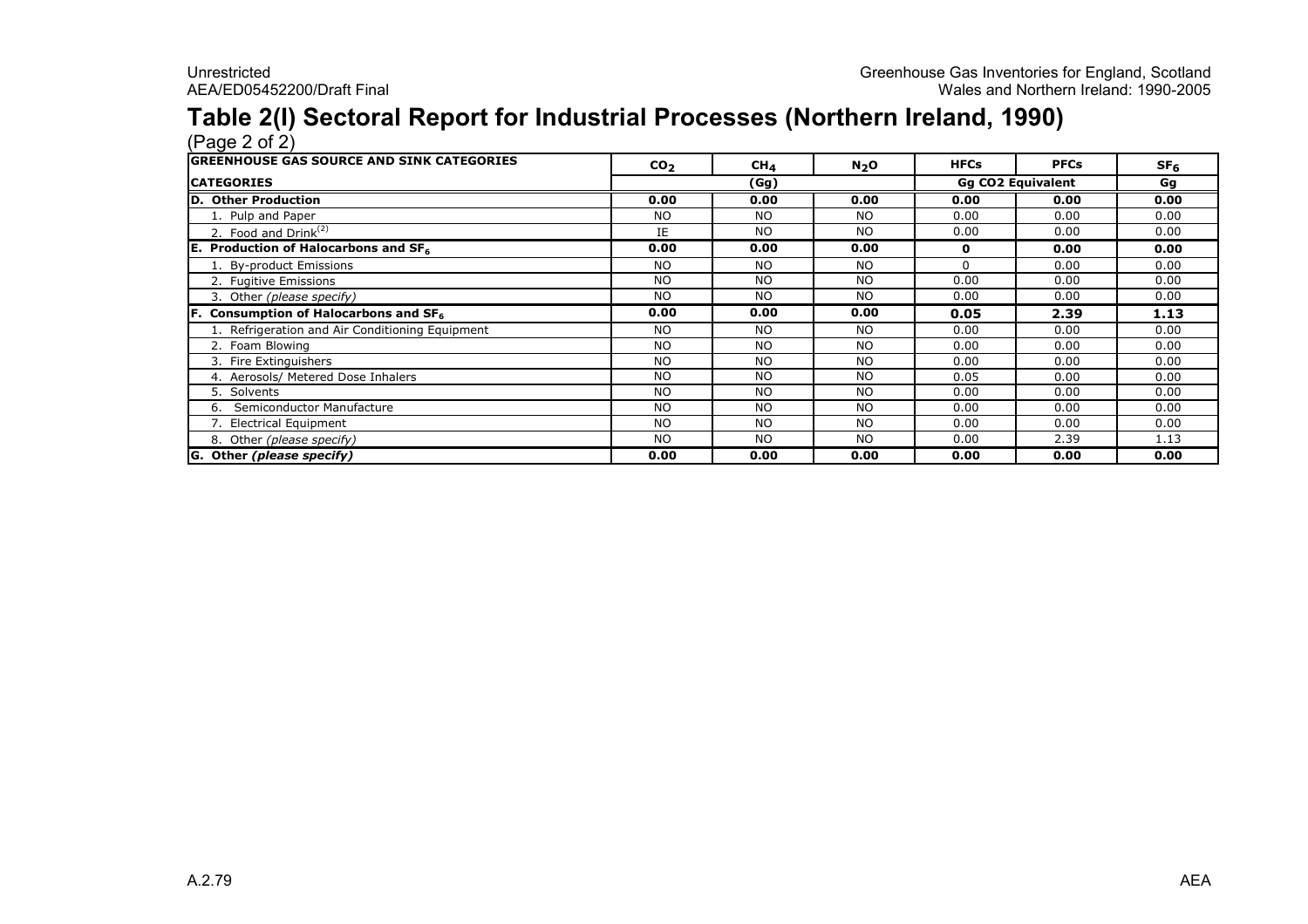# Table 2(I) Sectoral Report for Industrial Processes (Northern Ireland, 1990)

(Page 2 of 2)

| GREENHOUSE GAS SOURCE AND SINK CATEGORIES | $CO_2$ | $CH_4$ | $N_2O$ | HFCs | PFCs | $SF_6$ |
|---|---|---|---|---|---|---|
| CATEGORIES | | (Gg) | | Gg CO2 Equivalent | | Gg |
| **D. Other Production** | **0.00** | **0.00** | **0.00** | **0.00** | **0.00** | **0.00** |
| 1. Pulp and Paper | NO | NO | NO | 0.00 | 0.00 | 0.00 |
| 2. Food and Drink[(2)] | IE | NO | NO | 0.00 | 0.00 | 0.00 |
| **E. Production of Halocarbons and $SF_6$** | **0.00** | **0.00** | **0.00** | **0** | **0.00** | **0.00** |
| 1. By-product Emissions | NO | NO | NO | 0 | 0.00 | 0.00 |
| 2. Fugitive Emissions | NO | NO | NO | 0.00 | 0.00 | 0.00 |
| 3. Other *(please specify)* | NO | NO | NO | 0.00 | 0.00 | 0.00 |
| **F. Consumption of Halocarbons and $SF_6$** | **0.00** | **0.00** | **0.00** | **0.05** | **2.39** | **1.13** |
| 1. Refrigeration and Air Conditioning Equipment | NO | NO | NO | 0.00 | 0.00 | 0.00 |
| 2. Foam Blowing | NO | NO | NO | 0.00 | 0.00 | 0.00 |
| 3. Fire Extinguishers | NO | NO | NO | 0.00 | 0.00 | 0.00 |
| 4. Aerosols/ Metered Dose Inhalers | NO | NO | NO | 0.05 | 0.00 | 0.00 |
| 5. Solvents | NO | NO | NO | 0.00 | 0.00 | 0.00 |
| 6. Semiconductor Manufacture | NO | NO | NO | 0.00 | 0.00 | 0.00 |
| 7. Electrical Equipment | NO | NO | NO | 0.00 | 0.00 | 0.00 |
| 8. Other *(please specify)* | NO | NO | NO | 0.00 | 2.39 | 1.13 |
| **G. Other *(please specify)*** | **0.00** | **0.00** | **0.00** | **0.00** | **0.00** | **0.00** |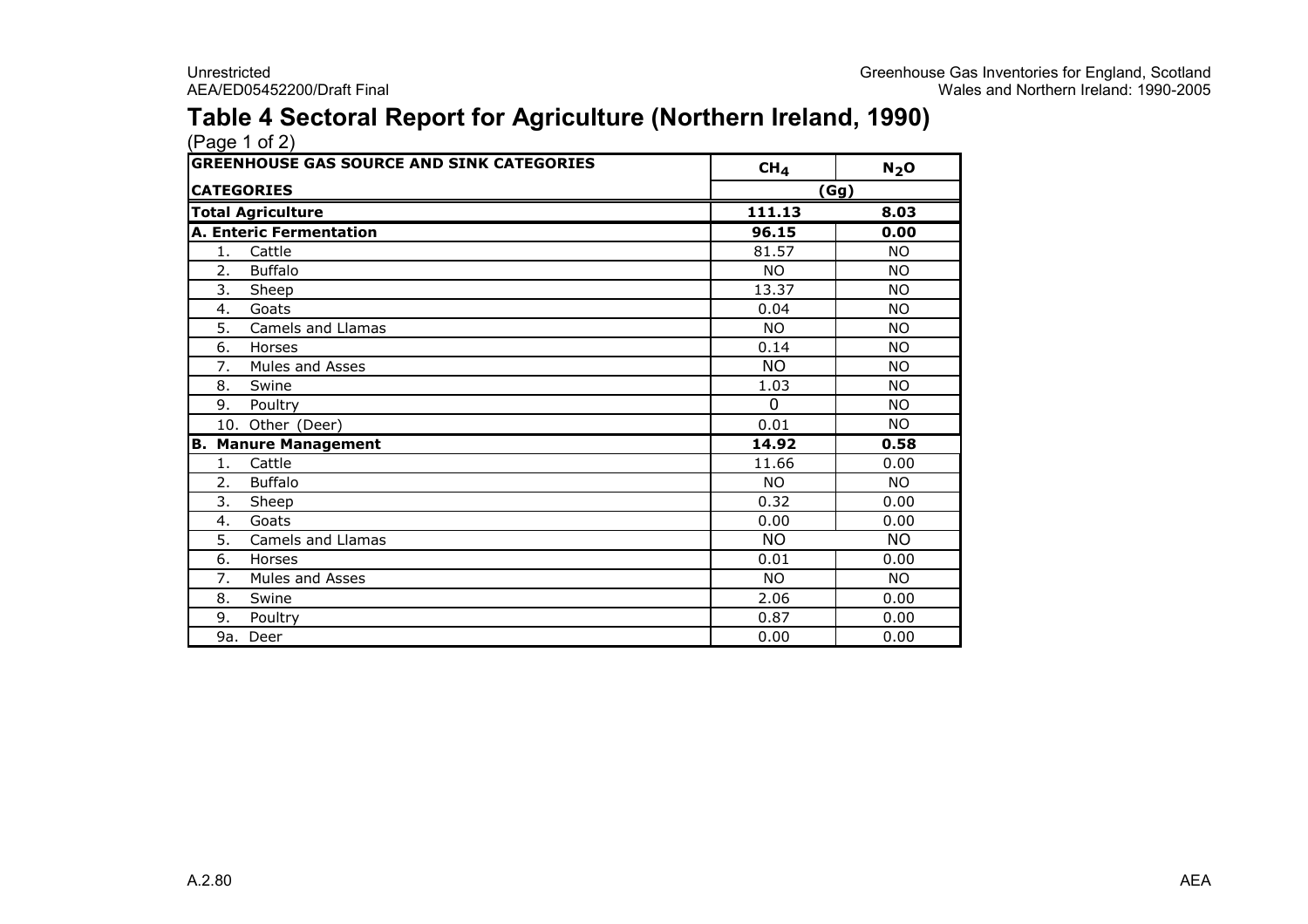# Table 4 Sectoral Report for Agriculture (Northern Ireland, 1990)

(Page 1 of 2)

| GREENHOUSE GAS SOURCE AND SINK CATEGORIES | $CH_4$ | $N_2O$ |
|---|---|---|
| **CATEGORIES** | (Gg) | |
| **Total Agriculture** | **111.13** | **8.03** |
| **A. Enteric Fermentation** | **96.15** | **0.00** |
| 1. Cattle | 81.57 | NO |
| 2. Buffalo | NO | NO |
| 3. Sheep | 13.37 | NO |
| 4. Goats | 0.04 | NO |
| 5. Camels and Llamas | NO | NO |
| 6. Horses | 0.14 | NO |
| 7. Mules and Asses | NO | NO |
| 8. Swine | 1.03 | NO |
| 9. Poultry | 0 | NO |
| 10. Other (Deer) | 0.01 | NO |
| **B. Manure Management** | **14.92** | **0.58** |
| 1. Cattle | 11.66 | 0.00 |
| 2. Buffalo | NO | NO |
| 3. Sheep | 0.32 | 0.00 |
| 4. Goats | 0.00 | 0.00 |
| 5. Camels and Llamas | NO | NO |
| 6. Horses | 0.01 | 0.00 |
| 7. Mules and Asses | NO | NO |
| 8. Swine | 2.06 | 0.00 |
| 9. Poultry | 0.87 | 0.00 |
| 9a. Deer | 0.00 | 0.00 |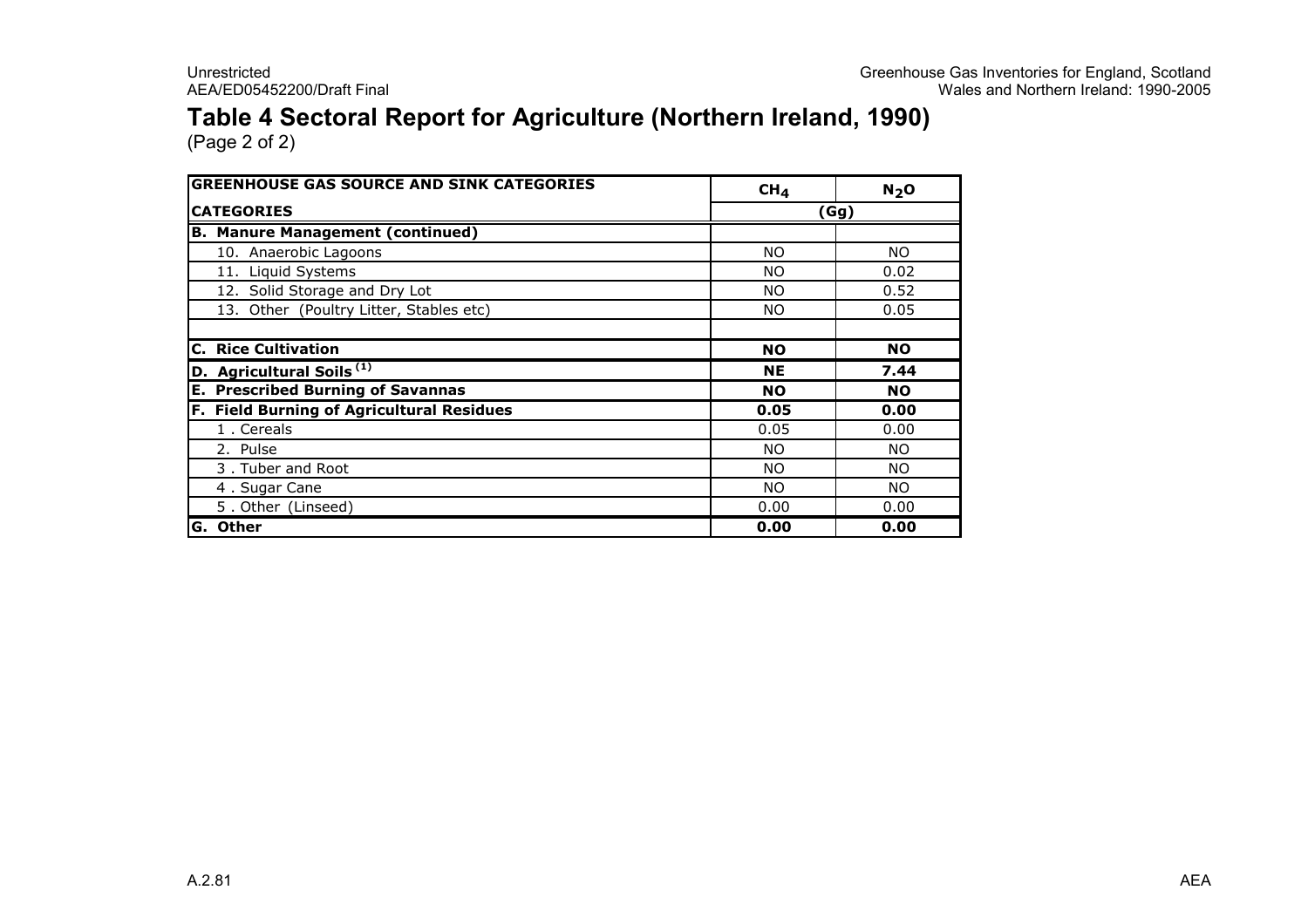# Table 4 Sectoral Report for Agriculture (Northern Ireland, 1990)

(Page 2 of 2)

| GREENHOUSE GAS SOURCE AND SINK CATEGORIES | $CH_4$ | $N_2O$ |
|---|---|---|
| **CATEGORIES** | (Gg) | |
| **B. Manure Management (continued)** | | |
| 10. Anaerobic Lagoons | NO | NO |
| 11. Liquid Systems | NO | 0.02 |
| 12. Solid Storage and Dry Lot | NO | 0.52 |
| 13. Other (Poultry Litter, Stables etc) | NO | 0.05 |
| | | |
| **C. Rice Cultivation** | **NO** | **NO** |
| **D. Agricultural Soils [1]** | **NE** | **7.44** |
| **E. Prescribed Burning of Savannas** | **NO** | **NO** |
| **F. Field Burning of Agricultural Residues** | **0.05** | **0.00** |
| 1 . Cereals | 0.05 | 0.00 |
| 2. Pulse | NO | NO |
| 3 . Tuber and Root | NO | NO |
| 4 . Sugar Cane | NO | NO |
| 5 . Other (Linseed) | 0.00 | 0.00 |
| **G. Other** | **0.00** | **0.00** |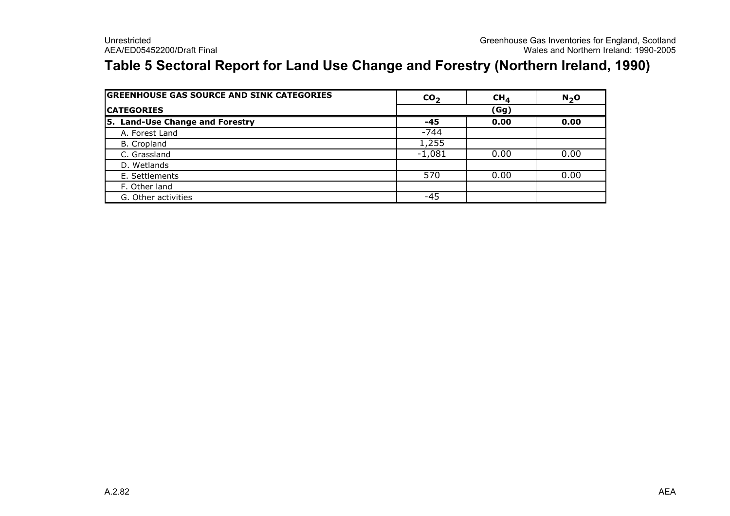# Table 5 Sectoral Report for Land Use Change and Forestry (Northern Ireland, 1990)

| GREENHOUSE GAS SOURCE AND SINK CATEGORIES | $CO_2$ | $CH_4$ | $N_2O$ |
|---|---|---|---|
| **CATEGORIES** | **(Gg)** | | |
| **5. Land-Use Change and Forestry** | **-45** | **0.00** | **0.00** |
| A. Forest Land | -744 | | |
| B. Cropland | 1,255 | | |
| C. Grassland | -1,081 | 0.00 | 0.00 |
| D. Wetlands | | | |
| E. Settlements | 570 | 0.00 | 0.00 |
| F. Other land | | | |
| G. Other activities | -45 | | |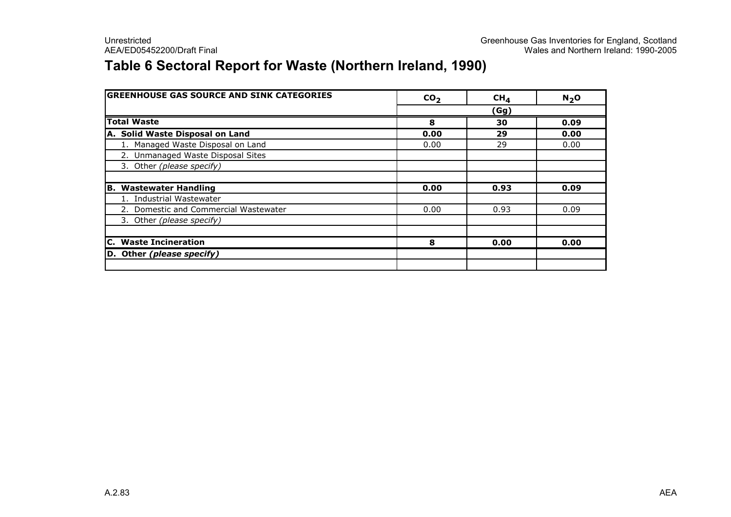## Table 6 Sectoral Report for Waste (Northern Ireland, 1990)

| GREENHOUSE GAS SOURCE AND SINK CATEGORIES | $CO_2$ | $CH_4$ | $N_2O$ |
|---|---|---|---|
| | (Gg) | | |
| **Total Waste** | **8** | **30** | **0.09** |
| **A. Solid Waste Disposal on Land** | **0.00** | **29** | **0.00** |
| 1. Managed Waste Disposal on Land | 0.00 | 29 | 0.00 |
| 2. Unmanaged Waste Disposal Sites | | | |
| 3. Other *(please specify)* | | | |
| | | | |
| **B. Wastewater Handling** | **0.00** | **0.93** | **0.09** |
| 1. Industrial Wastewater | | | |
| 2. Domestic and Commercial Wastewater | 0.00 | 0.93 | 0.09 |
| 3. Other *(please specify)* | | | |
| | | | |
| **C. Waste Incineration** | **8** | **0.00** | **0.00** |
| **D. Other *(please specify)*** | | | |
| | | | |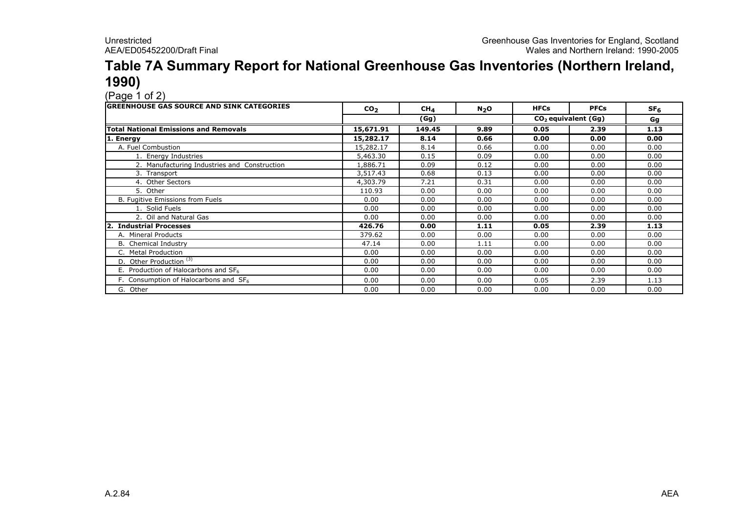# Table 7A Summary Report for National Greenhouse Gas Inventories (Northern Ireland, 1990)

(Page 1 of 2)

| GREENHOUSE GAS SOURCE AND SINK CATEGORIES | $CO_2$ | $CH_4$ | $N_2O$ | HFCs | PFCs | $SF_6$ |
|---|---|---|---|---|---|---|
| | | (Gg) | | $CO_2$ equivalent (Gg) | | Gg |
| **Total National Emissions and Removals** | **15,671.91** | **149.45** | **9.89** | **0.05** | **2.39** | **1.13** |
| **1. Energy** | **15,282.17** | **8.14** | **0.66** | **0.00** | **0.00** | **0.00** |
| A. Fuel Combustion | 15,282.17 | 8.14 | 0.66 | 0.00 | 0.00 | 0.00 |
| 1. Energy Industries | 5,463.30 | 0.15 | 0.09 | 0.00 | 0.00 | 0.00 |
| 2. Manufacturing Industries and Construction | 1,886.71 | 0.09 | 0.12 | 0.00 | 0.00 | 0.00 |
| 3. Transport | 3,517.43 | 0.68 | 0.13 | 0.00 | 0.00 | 0.00 |
| 4. Other Sectors | 4,303.79 | 7.21 | 0.31 | 0.00 | 0.00 | 0.00 |
| 5. Other | 110.93 | 0.00 | 0.00 | 0.00 | 0.00 | 0.00 |
| B. Fugitive Emissions from Fuels | 0.00 | 0.00 | 0.00 | 0.00 | 0.00 | 0.00 |
| 1. Solid Fuels | 0.00 | 0.00 | 0.00 | 0.00 | 0.00 | 0.00 |
| 2. Oil and Natural Gas | 0.00 | 0.00 | 0.00 | 0.00 | 0.00 | 0.00 |
| **2. Industrial Processes** | **426.76** | **0.00** | **1.11** | **0.05** | **2.39** | **1.13** |
| A. Mineral Products | 379.62 | 0.00 | 0.00 | 0.00 | 0.00 | 0.00 |
| B. Chemical Industry | 47.14 | 0.00 | 1.11 | 0.00 | 0.00 | 0.00 |
| C. Metal Production | 0.00 | 0.00 | 0.00 | 0.00 | 0.00 | 0.00 |
| D. Other Production [(3)] | 0.00 | 0.00 | 0.00 | 0.00 | 0.00 | 0.00 |
| E. Production of Halocarbons and $SF_6$ | 0.00 | 0.00 | 0.00 | 0.00 | 0.00 | 0.00 |
| F. Consumption of Halocarbons and $SF_6$ | 0.00 | 0.00 | 0.00 | 0.05 | 2.39 | 1.13 |
| G. Other | 0.00 | 0.00 | 0.00 | 0.00 | 0.00 | 0.00 |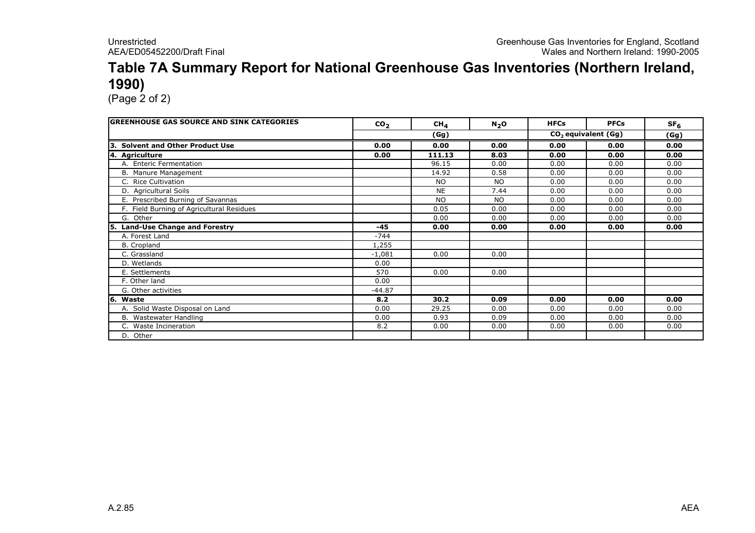# Table 7A Summary Report for National Greenhouse Gas Inventories (Northern Ireland, 1990)

(Page 2 of 2)

| GREENHOUSE GAS SOURCE AND SINK CATEGORIES | $CO_2$ | $CH_4$ | $N_2O$ | HFCs | PFCs | $SF_6$ |
|---|---|---|---|---|---|---|
| | (Gg) | | | $CO_2$ equivalent (Gg) | | (Gg) |
| **3. Solvent and Other Product Use** | **0.00** | **0.00** | **0.00** | **0.00** | **0.00** | **0.00** |
| **4. Agriculture** | **0.00** | **111.13** | **8.03** | **0.00** | **0.00** | **0.00** |
| A. Enteric Fermentation | | 96.15 | 0.00 | 0.00 | 0.00 | 0.00 |
| B. Manure Management | | 14.92 | 0.58 | 0.00 | 0.00 | 0.00 |
| C. Rice Cultivation | | NO | NO | 0.00 | 0.00 | 0.00 |
| D. Agricultural Soils | | NE | 7.44 | 0.00 | 0.00 | 0.00 |
| E. Prescribed Burning of Savannas | | NO | NO | 0.00 | 0.00 | 0.00 |
| F. Field Burning of Agricultural Residues | | 0.05 | 0.00 | 0.00 | 0.00 | 0.00 |
| G. Other | | 0.00 | 0.00 | 0.00 | 0.00 | 0.00 |
| **5. Land-Use Change and Forestry** | **-45** | **0.00** | **0.00** | **0.00** | **0.00** | **0.00** |
| A. Forest Land | -744 | | | | | |
| B. Cropland | 1,255 | | | | | |
| C. Grassland | -1,081 | 0.00 | 0.00 | | | |
| D. Wetlands | 0.00 | | | | | |
| E. Settlements | 570 | 0.00 | 0.00 | | | |
| F. Other land | 0.00 | | | | | |
| G. Other activities | -44.87 | | | | | |
| **6. Waste** | **8.2** | **30.2** | **0.09** | **0.00** | **0.00** | **0.00** |
| A. Solid Waste Disposal on Land | 0.00 | 29.25 | 0.00 | 0.00 | 0.00 | 0.00 |
| B. Wastewater Handling | 0.00 | 0.93 | 0.09 | 0.00 | 0.00 | 0.00 |
| C. Waste Incineration | 8.2 | 0.00 | 0.00 | 0.00 | 0.00 | 0.00 |
| D. Other | | | | | | |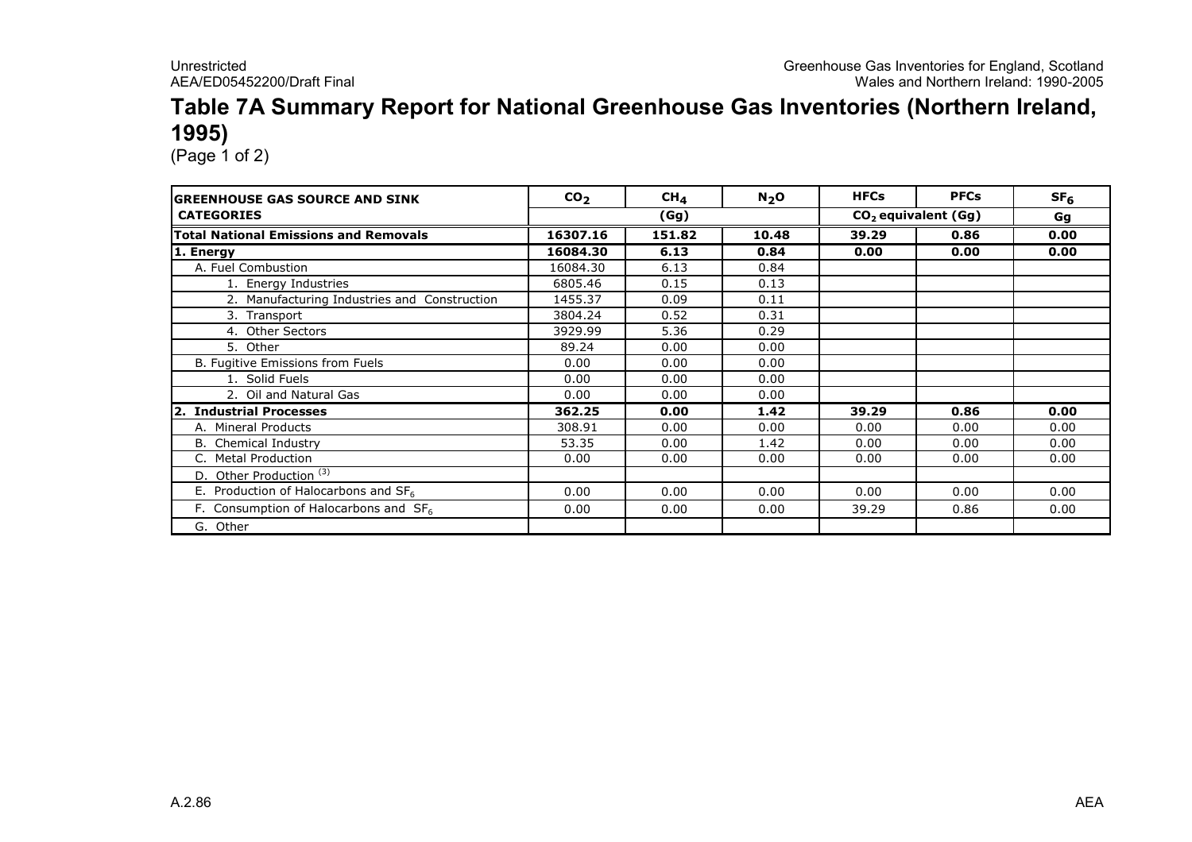# Table 7A Summary Report for National Greenhouse Gas Inventories (Northern Ireland, 1995)

(Page 1 of 2)

| GREENHOUSE GAS SOURCE AND SINK CATEGORIES | $CO_2$ | $CH_4$ | $N_2O$ | HFCs | PFCs | $SF_6$ |
|---|---|---|---|---|---|---|
| | (Gg) | | | $CO_2$ equivalent (Gg) | | Gg |
| **Total National Emissions and Removals** | **16307.16** | **151.82** | **10.48** | **39.29** | **0.86** | **0.00** |
| **1. Energy** | **16084.30** | **6.13** | **0.84** | **0.00** | **0.00** | **0.00** |
| A. Fuel Combustion | 16084.30 | 6.13 | 0.84 | | | |
| 1. Energy Industries | 6805.46 | 0.15 | 0.13 | | | |
| 2. Manufacturing Industries and Construction | 1455.37 | 0.09 | 0.11 | | | |
| 3. Transport | 3804.24 | 0.52 | 0.31 | | | |
| 4. Other Sectors | 3929.99 | 5.36 | 0.29 | | | |
| 5. Other | 89.24 | 0.00 | 0.00 | | | |
| B. Fugitive Emissions from Fuels | 0.00 | 0.00 | 0.00 | | | |
| 1. Solid Fuels | 0.00 | 0.00 | 0.00 | | | |
| 2. Oil and Natural Gas | 0.00 | 0.00 | 0.00 | | | |
| **2. Industrial Processes** | **362.25** | **0.00** | **1.42** | **39.29** | **0.86** | **0.00** |
| A. Mineral Products | 308.91 | 0.00 | 0.00 | 0.00 | 0.00 | 0.00 |
| B. Chemical Industry | 53.35 | 0.00 | 1.42 | 0.00 | 0.00 | 0.00 |
| C. Metal Production | 0.00 | 0.00 | 0.00 | 0.00 | 0.00 | 0.00 |
| D. Other Production [(3)] | | | | | | |
| E. Production of Halocarbons and $SF_6$ | 0.00 | 0.00 | 0.00 | 0.00 | 0.00 | 0.00 |
| F. Consumption of Halocarbons and $SF_6$ | 0.00 | 0.00 | 0.00 | 39.29 | 0.86 | 0.00 |
| G. Other | | | | | | |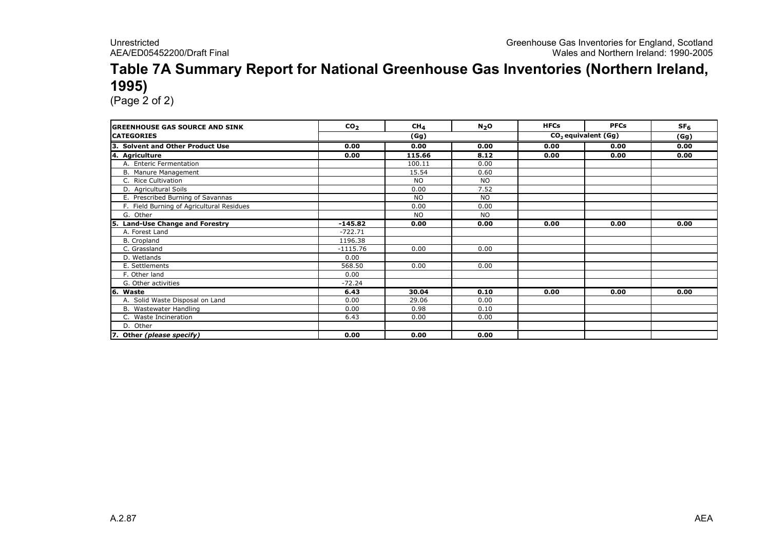# Table 7A Summary Report for National Greenhouse Gas Inventories (Northern Ireland, 1995)

(Page 2 of 2)

| GREENHOUSE GAS SOURCE AND SINK CATEGORIES | $CO_2$ | $CH_4$ | $N_2O$ | HFCs | PFCs | $SF_6$ |
|---|---|---|---|---|---|---|
| | (Gg) | | | $CO_2$ equivalent (Gg) | | (Gg) |
| **3. Solvent and Other Product Use** | **0.00** | **0.00** | **0.00** | **0.00** | **0.00** | **0.00** |
| **4. Agriculture** | **0.00** | **115.66** | **8.12** | **0.00** | **0.00** | **0.00** |
| A. Enteric Fermentation | | 100.11 | 0.00 | | | |
| B. Manure Management | | 15.54 | 0.60 | | | |
| C. Rice Cultivation | | NO | NO | | | |
| D. Agricultural Soils | | 0.00 | 7.52 | | | |
| E. Prescribed Burning of Savannas | | NO | NO | | | |
| F. Field Burning of Agricultural Residues | | 0.00 | 0.00 | | | |
| G. Other | | NO | NO | | | |
| **5. Land-Use Change and Forestry** | **-145.82** | **0.00** | **0.00** | **0.00** | **0.00** | **0.00** |
| A. Forest Land | -722.71 | | | | | |
| B. Cropland | 1196.38 | | | | | |
| C. Grassland | -1115.76 | 0.00 | 0.00 | | | |
| D. Wetlands | 0.00 | | | | | |
| E. Settlements | 568.50 | 0.00 | 0.00 | | | |
| F. Other land | 0.00 | | | | | |
| G. Other activities | -72.24 | | | | | |
| **6. Waste** | **6.43** | **30.04** | **0.10** | **0.00** | **0.00** | **0.00** |
| A. Solid Waste Disposal on Land | 0.00 | 29.06 | 0.00 | | | |
| B. Wastewater Handling | 0.00 | 0.98 | 0.10 | | | |
| C. Waste Incineration | 6.43 | 0.00 | 0.00 | | | |
| D. Other | | | | | | |
| **7. Other *(please specify)*** | **0.00** | **0.00** | **0.00** | | | |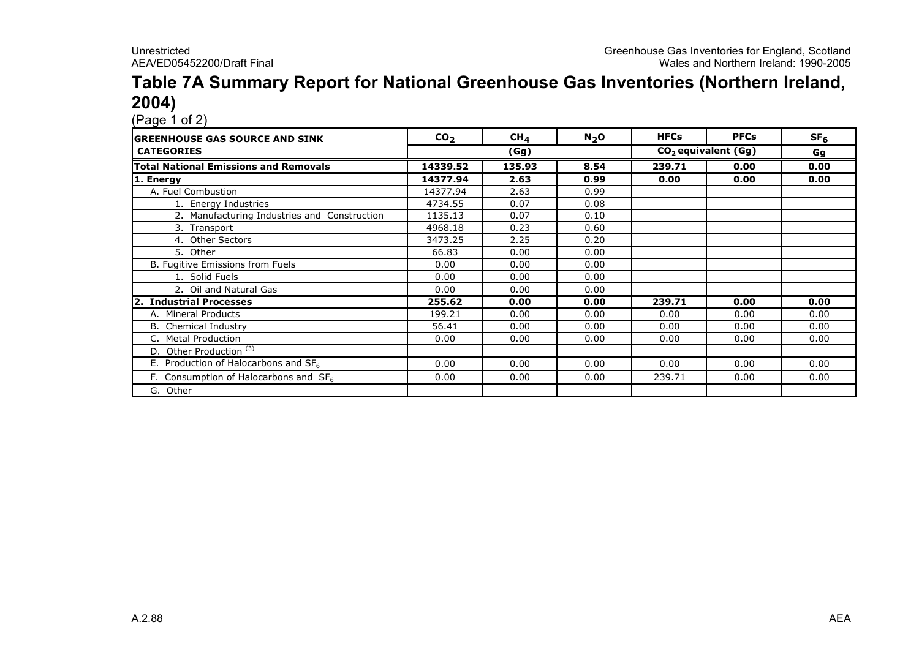# Table 7A Summary Report for National Greenhouse Gas Inventories (Northern Ireland, 2004)

(Page 1 of 2)

| GREENHOUSE GAS SOURCE AND SINK CATEGORIES | $CO_2$ | $CH_4$ | $N_2O$ | HFCs | PFCs | $SF_6$ |
|---|---|---|---|---|---|---|
| | (Gg) | | | $CO_2$ equivalent (Gg) | | Gg |
| **Total National Emissions and Removals** | **14339.52** | **135.93** | **8.54** | **239.71** | **0.00** | **0.00** |
| **1. Energy** | **14377.94** | **2.63** | **0.99** | **0.00** | **0.00** | **0.00** |
| A. Fuel Combustion | 14377.94 | 2.63 | 0.99 | | | |
| 1. Energy Industries | 4734.55 | 0.07 | 0.08 | | | |
| 2. Manufacturing Industries and Construction | 1135.13 | 0.07 | 0.10 | | | |
| 3. Transport | 4968.18 | 0.23 | 0.60 | | | |
| 4. Other Sectors | 3473.25 | 2.25 | 0.20 | | | |
| 5. Other | 66.83 | 0.00 | 0.00 | | | |
| B. Fugitive Emissions from Fuels | 0.00 | 0.00 | 0.00 | | | |
| 1. Solid Fuels | 0.00 | 0.00 | 0.00 | | | |
| 2. Oil and Natural Gas | 0.00 | 0.00 | 0.00 | | | |
| **2. Industrial Processes** | **255.62** | **0.00** | **0.00** | **239.71** | **0.00** | **0.00** |
| A. Mineral Products | 199.21 | 0.00 | 0.00 | 0.00 | 0.00 | 0.00 |
| B. Chemical Industry | 56.41 | 0.00 | 0.00 | 0.00 | 0.00 | 0.00 |
| C. Metal Production | 0.00 | 0.00 | 0.00 | 0.00 | 0.00 | 0.00 |
| D. Other Production [3] | | | | | | |
| E. Production of Halocarbons and $SF_6$ | 0.00 | 0.00 | 0.00 | 0.00 | 0.00 | 0.00 |
| F. Consumption of Halocarbons and $SF_6$ | 0.00 | 0.00 | 0.00 | 239.71 | 0.00 | 0.00 |
| G. Other | | | | | | |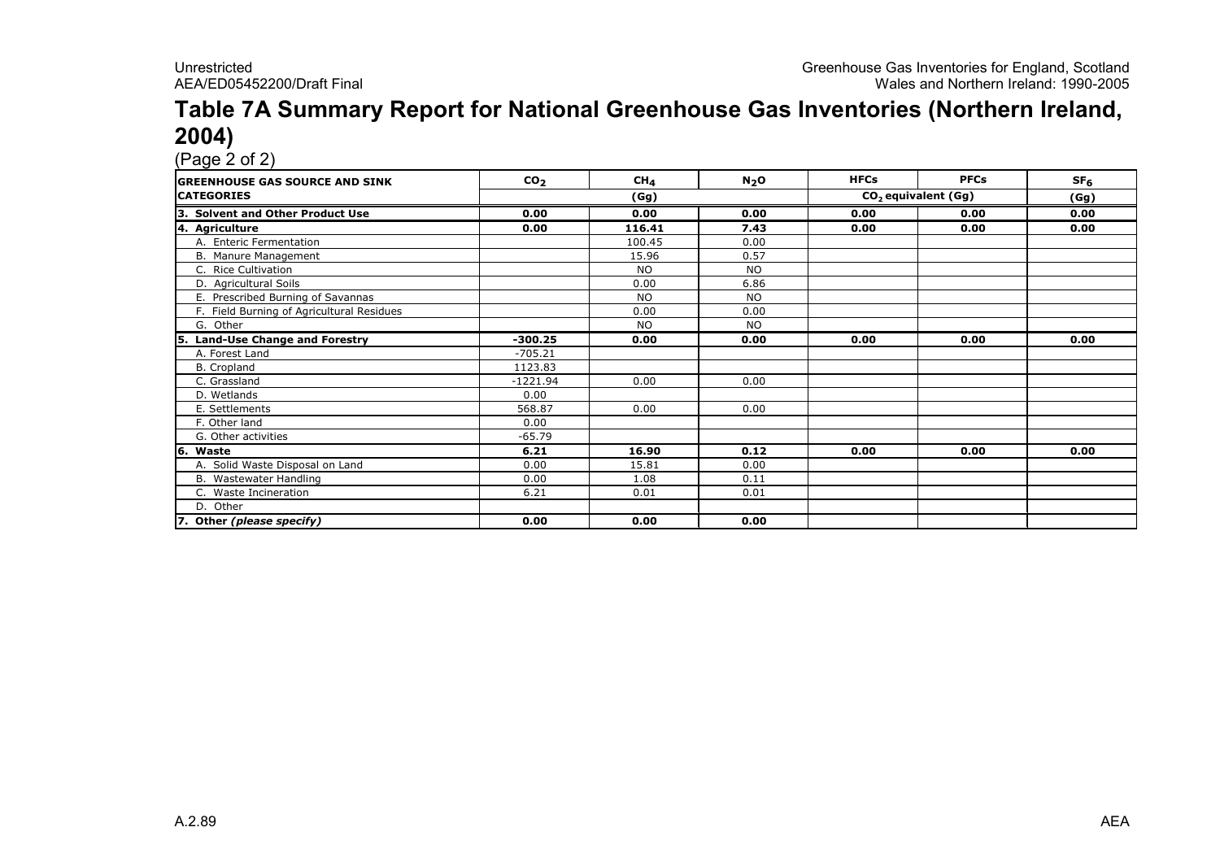# Table 7A Summary Report for National Greenhouse Gas Inventories (Northern Ireland, 2004)

(Page 2 of 2)

| GREENHOUSE GAS SOURCE AND SINK CATEGORIES | $CO_2$ | $CH_4$ | $N_2O$ | HFCs | PFCs | $SF_6$ |
|---|---|---|---|---|---|---|
| | (Gg) | | | $CO_2$ equivalent (Gg) | | (Gg) |
| **3. Solvent and Other Product Use** | **0.00** | **0.00** | **0.00** | **0.00** | **0.00** | **0.00** |
| **4. Agriculture** | **0.00** | **116.41** | **7.43** | **0.00** | **0.00** | **0.00** |
| A. Enteric Fermentation | | 100.45 | 0.00 | | | |
| B. Manure Management | | 15.96 | 0.57 | | | |
| C. Rice Cultivation | | NO | NO | | | |
| D. Agricultural Soils | | 0.00 | 6.86 | | | |
| E. Prescribed Burning of Savannas | | NO | NO | | | |
| F. Field Burning of Agricultural Residues | | 0.00 | 0.00 | | | |
| G. Other | | NO | NO | | | |
| **5. Land-Use Change and Forestry** | **-300.25** | **0.00** | **0.00** | **0.00** | **0.00** | **0.00** |
| A. Forest Land | -705.21 | | | | | |
| B. Cropland | 1123.83 | | | | | |
| C. Grassland | -1221.94 | 0.00 | 0.00 | | | |
| D. Wetlands | 0.00 | | | | | |
| E. Settlements | 568.87 | 0.00 | 0.00 | | | |
| F. Other land | 0.00 | | | | | |
| G. Other activities | -65.79 | | | | | |
| **6. Waste** | **6.21** | **16.90** | **0.12** | **0.00** | **0.00** | **0.00** |
| A. Solid Waste Disposal on Land | 0.00 | 15.81 | 0.00 | | | |
| B. Wastewater Handling | 0.00 | 1.08 | 0.11 | | | |
| C. Waste Incineration | 6.21 | 0.01 | 0.01 | | | |
| D. Other | | | | | | |
| **7. Other *(please specify)*** | **0.00** | **0.00** | **0.00** | | | |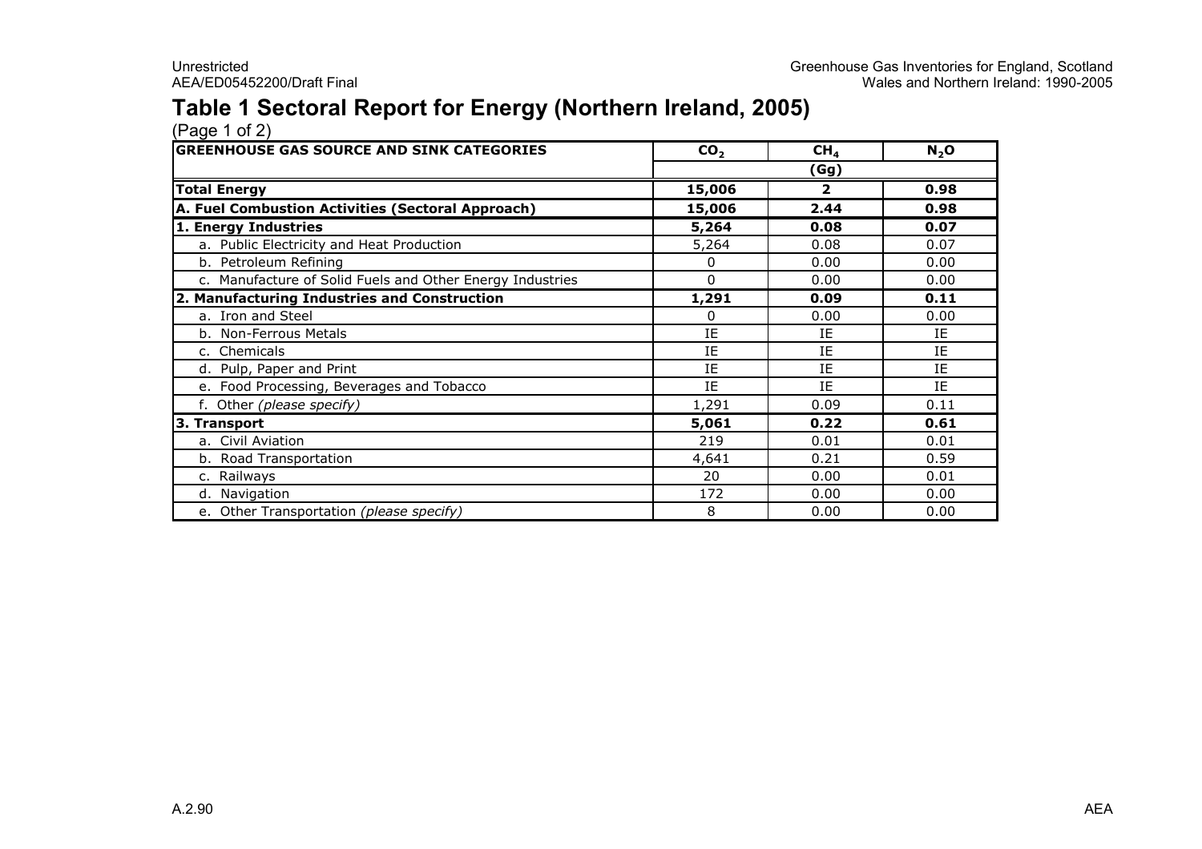# Table 1 Sectoral Report for Energy (Northern Ireland, 2005)

(Page 1 of 2)

| GREENHOUSE GAS SOURCE AND SINK CATEGORIES | $CO_2$ | $CH_4$ | $N_2O$ |
|---|---|---|---|
| | (Gg) | | |
| **Total Energy** | **15,006** | **2** | **0.98** |
| **A. Fuel Combustion Activities (Sectoral Approach)** | **15,006** | **2.44** | **0.98** |
| **1. Energy Industries** | **5,264** | **0.08** | **0.07** |
| a. Public Electricity and Heat Production | 5,264 | 0.08 | 0.07 |
| b. Petroleum Refining | 0 | 0.00 | 0.00 |
| c. Manufacture of Solid Fuels and Other Energy Industries | 0 | 0.00 | 0.00 |
| **2. Manufacturing Industries and Construction** | **1,291** | **0.09** | **0.11** |
| a. Iron and Steel | 0 | 0.00 | 0.00 |
| b. Non-Ferrous Metals | IE | IE | IE |
| c. Chemicals | IE | IE | IE |
| d. Pulp, Paper and Print | IE | IE | IE |
| e. Food Processing, Beverages and Tobacco | IE | IE | IE |
| f. Other *(please specify)* | 1,291 | 0.09 | 0.11 |
| **3. Transport** | **5,061** | **0.22** | **0.61** |
| a. Civil Aviation | 219 | 0.01 | 0.01 |
| b. Road Transportation | 4,641 | 0.21 | 0.59 |
| c. Railways | 20 | 0.00 | 0.01 |
| d. Navigation | 172 | 0.00 | 0.00 |
| e. Other Transportation *(please specify)* | 8 | 0.00 | 0.00 |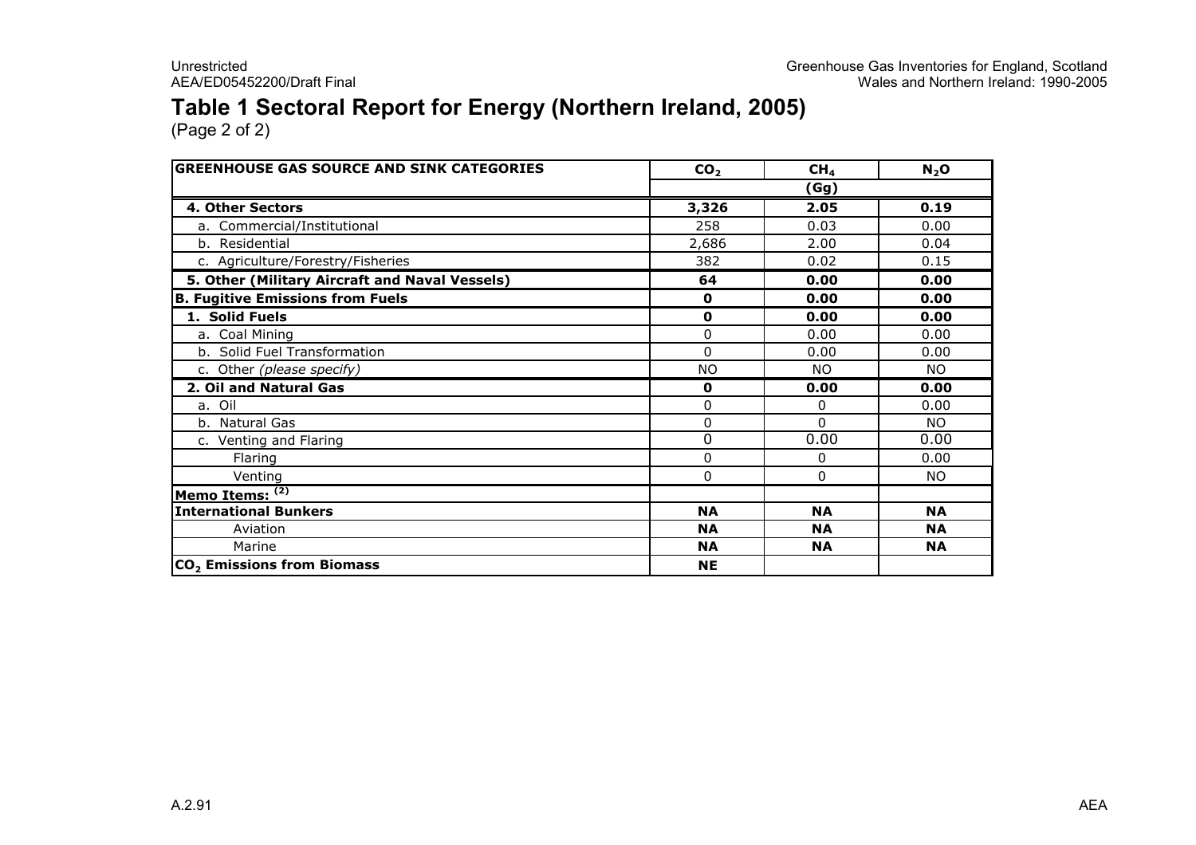# Table 1 Sectoral Report for Energy (Northern Ireland, 2005)

(Page 2 of 2)

| GREENHOUSE GAS SOURCE AND SINK CATEGORIES | $CO_2$ | $CH_4$ | $N_2O$ |
|---|---|---|---|
| | | (Gg) | |
| **4. Other Sectors** | **3,326** | **2.05** | **0.19** |
| a. Commercial/Institutional | 258 | 0.03 | 0.00 |
| b. Residential | 2,686 | 2.00 | 0.04 |
| c. Agriculture/Forestry/Fisheries | 382 | 0.02 | 0.15 |
| **5. Other (Military Aircraft and Naval Vessels)** | **64** | **0.00** | **0.00** |
| **B. Fugitive Emissions from Fuels** | **0** | **0.00** | **0.00** |
| **1. Solid Fuels** | **0** | **0.00** | **0.00** |
| a. Coal Mining | 0 | 0.00 | 0.00 |
| b. Solid Fuel Transformation | 0 | 0.00 | 0.00 |
| c. Other *(please specify)* | NO | NO | NO |
| **2. Oil and Natural Gas** | **0** | **0.00** | **0.00** |
| a. Oil | 0 | 0 | 0.00 |
| b. Natural Gas | 0 | 0 | NO |
| c. Venting and Flaring | 0 | 0.00 | 0.00 |
| Flaring | 0 | 0 | 0.00 |
| Venting | 0 | 0 | NO |
| **Memo Items:** [(2)] | | | |
| **International Bunkers** | **NA** | **NA** | **NA** |
| Aviation | **NA** | **NA** | **NA** |
| Marine | **NA** | **NA** | **NA** |
| **$CO_2$ Emissions from Biomass** | **NE** | | |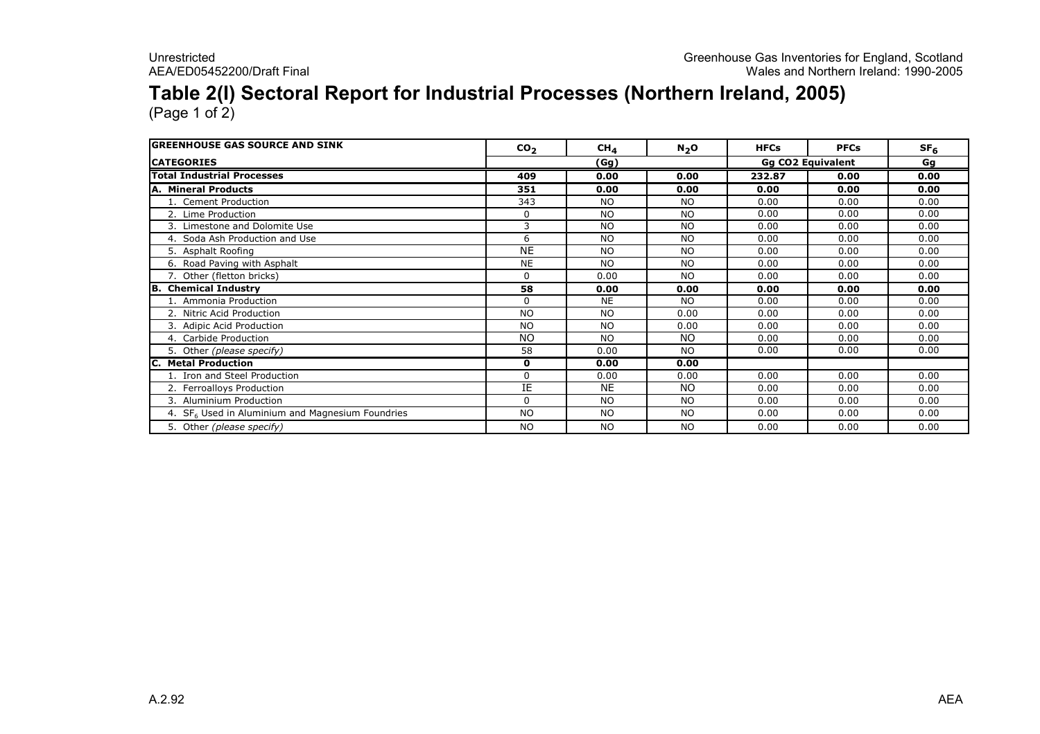# Table 2(I) Sectoral Report for Industrial Processes (Northern Ireland, 2005)

(Page 1 of 2)

| GREENHOUSE GAS SOURCE AND SINK | $CO_2$ | $CH_4$ | $N_2O$ | HFCs | PFCs | $SF_6$ |
|---|---|---|---|---|---|---|
| CATEGORIES | | (Gg) | | Gg CO2 Equivalent | | Gg |
| **Total Industrial Processes** | **409** | **0.00** | **0.00** | **232.87** | **0.00** | **0.00** |
| **A. Mineral Products** | **351** | **0.00** | **0.00** | **0.00** | **0.00** | **0.00** |
| 1. Cement Production | 343 | NO | NO | 0.00 | 0.00 | 0.00 |
| 2. Lime Production | 0 | NO | NO | 0.00 | 0.00 | 0.00 |
| 3. Limestone and Dolomite Use | 3 | NO | NO | 0.00 | 0.00 | 0.00 |
| 4. Soda Ash Production and Use | 6 | NO | NO | 0.00 | 0.00 | 0.00 |
| 5. Asphalt Roofing | NE | NO | NO | 0.00 | 0.00 | 0.00 |
| 6. Road Paving with Asphalt | NE | NO | NO | 0.00 | 0.00 | 0.00 |
| 7. Other (fletton bricks) | 0 | 0.00 | NO | 0.00 | 0.00 | 0.00 |
| **B. Chemical Industry** | **58** | **0.00** | **0.00** | **0.00** | **0.00** | **0.00** |
| 1. Ammonia Production | 0 | NE | NO | 0.00 | 0.00 | 0.00 |
| 2. Nitric Acid Production | NO | NO | 0.00 | 0.00 | 0.00 | 0.00 |
| 3. Adipic Acid Production | NO | NO | 0.00 | 0.00 | 0.00 | 0.00 |
| 4. Carbide Production | NO | NO | NO | 0.00 | 0.00 | 0.00 |
| 5. Other *(please specify)* | 58 | 0.00 | NO | 0.00 | 0.00 | 0.00 |
| **C. Metal Production** | **0** | **0.00** | **0.00** | | | |
| 1. Iron and Steel Production | 0 | 0.00 | 0.00 | 0.00 | 0.00 | 0.00 |
| 2. Ferroalloys Production | IE | NE | NO | 0.00 | 0.00 | 0.00 |
| 3. Aluminium Production | 0 | NO | NO | 0.00 | 0.00 | 0.00 |
| 4. $SF_6$ Used in Aluminium and Magnesium Foundries | NO | NO | NO | 0.00 | 0.00 | 0.00 |
| 5. Other *(please specify)* | NO | NO | NO | 0.00 | 0.00 | 0.00 |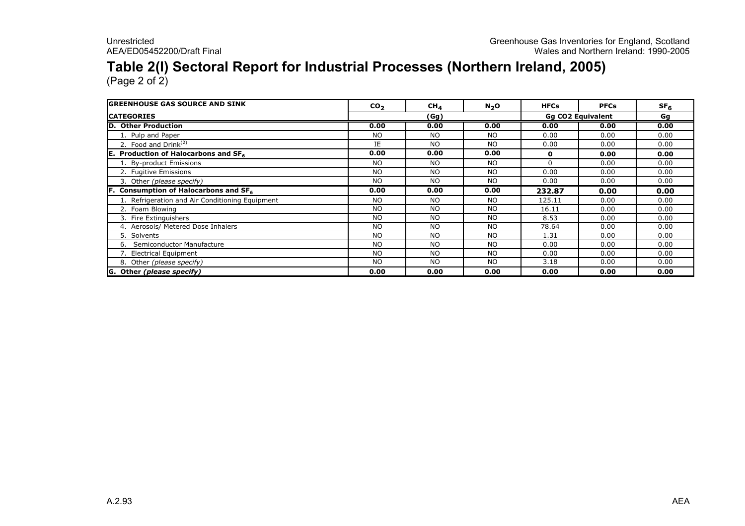# Table 2(I) Sectoral Report for Industrial Processes (Northern Ireland, 2005)

(Page 2 of 2)

| GREENHOUSE GAS SOURCE AND SINK | $CO_2$ | $CH_4$ | $N_2O$ | HFCs | PFCs | $SF_6$ |
|---|---|---|---|---|---|---|
| CATEGORIES | | (Gg) | | Gg CO2 Equivalent | | Gg |
| **D. Other Production** | **0.00** | **0.00** | **0.00** | **0.00** | **0.00** | **0.00** |
| 1. Pulp and Paper | NO | NO | NO | 0.00 | 0.00 | 0.00 |
| 2. Food and Drink[(2)] | IE | NO | NO | 0.00 | 0.00 | 0.00 |
| **E. Production of Halocarbons and $SF_6$** | **0.00** | **0.00** | **0.00** | **0** | **0.00** | **0.00** |
| 1. By-product Emissions | NO | NO | NO | 0 | 0.00 | 0.00 |
| 2. Fugitive Emissions | NO | NO | NO | 0.00 | 0.00 | 0.00 |
| 3. Other *(please specify)* | NO | NO | NO | 0.00 | 0.00 | 0.00 |
| **F. Consumption of Halocarbons and $SF_6$** | **0.00** | **0.00** | **0.00** | **232.87** | **0.00** | **0.00** |
| 1. Refrigeration and Air Conditioning Equipment | NO | NO | NO | 125.11 | 0.00 | 0.00 |
| 2. Foam Blowing | NO | NO | NO | 16.11 | 0.00 | 0.00 |
| 3. Fire Extinguishers | NO | NO | NO | 8.53 | 0.00 | 0.00 |
| 4. Aerosols/ Metered Dose Inhalers | NO | NO | NO | 78.64 | 0.00 | 0.00 |
| 5. Solvents | NO | NO | NO | 1.31 | 0.00 | 0.00 |
| 6. Semiconductor Manufacture | NO | NO | NO | 0.00 | 0.00 | 0.00 |
| 7. Electrical Equipment | NO | NO | NO | 0.00 | 0.00 | 0.00 |
| 8. Other *(please specify)* | NO | NO | NO | 3.18 | 0.00 | 0.00 |
| **G. Other *(please specify)*** | **0.00** | **0.00** | **0.00** | **0.00** | **0.00** | **0.00** |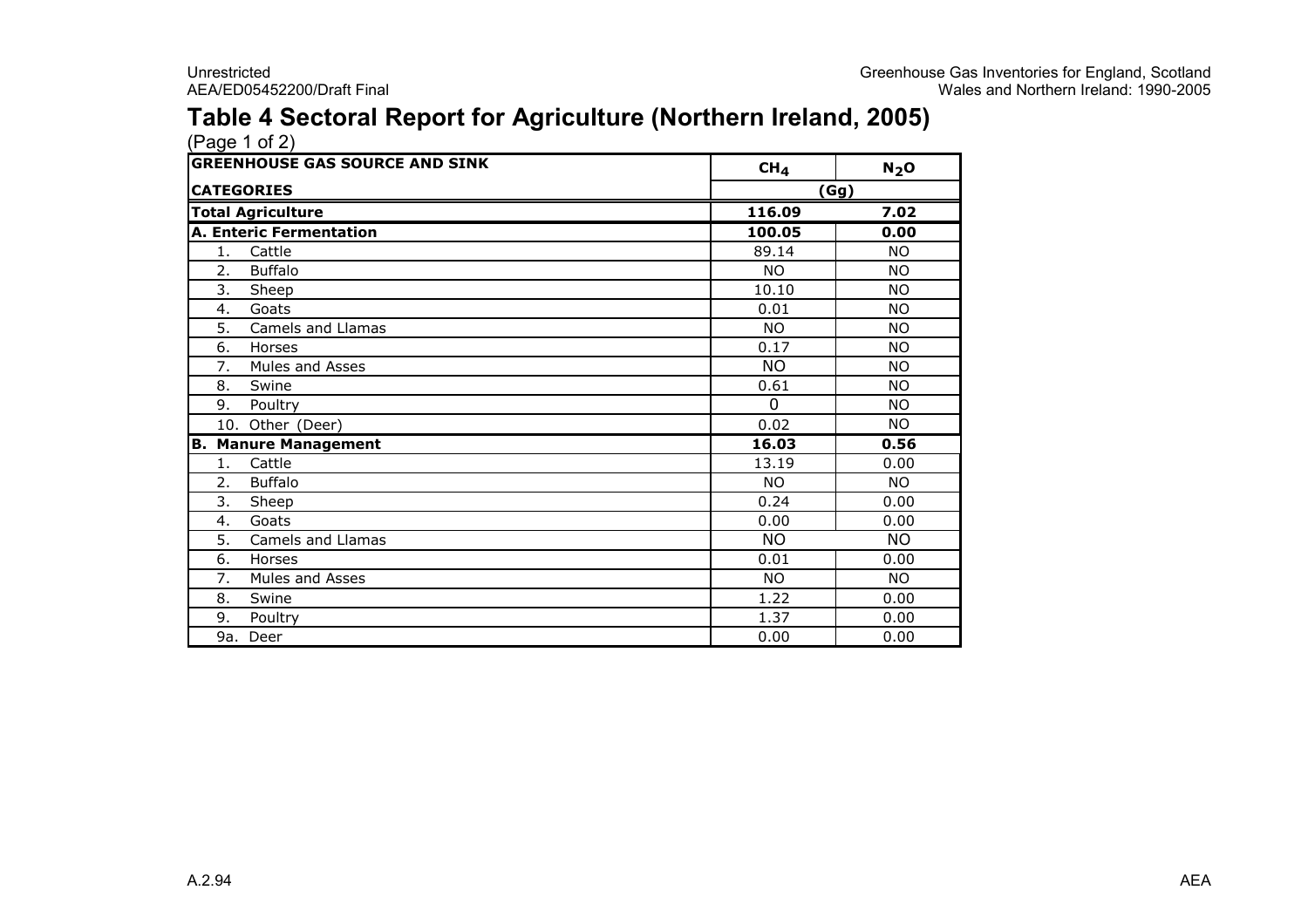# Table 4 Sectoral Report for Agriculture (Northern Ireland, 2005)

(Page 1 of 2)

| GREENHOUSE GAS SOURCE AND SINK | $CH_4$ | $N_2O$ |
|---|---|---|
| **CATEGORIES** | (Gg) | |
| **Total Agriculture** | **116.09** | **7.02** |
| **A. Enteric Fermentation** | **100.05** | **0.00** |
| 1. Cattle | 89.14 | NO |
| 2. Buffalo | NO | NO |
| 3. Sheep | 10.10 | NO |
| 4. Goats | 0.01 | NO |
| 5. Camels and Llamas | NO | NO |
| 6. Horses | 0.17 | NO |
| 7. Mules and Asses | NO | NO |
| 8. Swine | 0.61 | NO |
| 9. Poultry | 0 | NO |
| 10. Other (Deer) | 0.02 | NO |
| **B. Manure Management** | **16.03** | **0.56** |
| 1. Cattle | 13.19 | 0.00 |
| 2. Buffalo | NO | NO |
| 3. Sheep | 0.24 | 0.00 |
| 4. Goats | 0.00 | 0.00 |
| 5. Camels and Llamas | NO | NO |
| 6. Horses | 0.01 | 0.00 |
| 7. Mules and Asses | NO | NO |
| 8. Swine | 1.22 | 0.00 |
| 9. Poultry | 1.37 | 0.00 |
| 9a. Deer | 0.00 | 0.00 |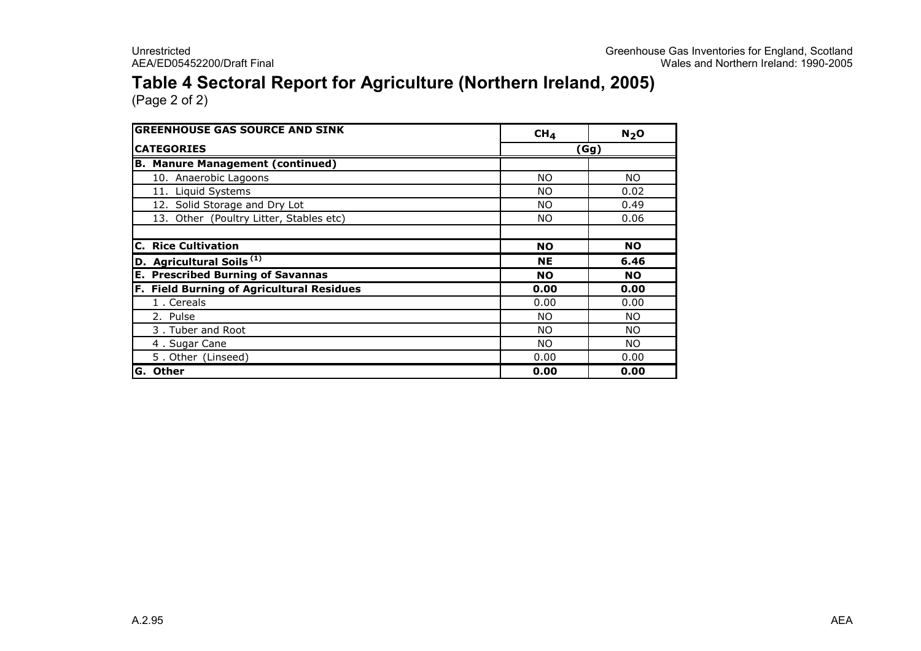# Table 4 Sectoral Report for Agriculture (Northern Ireland, 2005)

(Page 2 of 2)

| GREENHOUSE GAS SOURCE AND SINK | $CH_4$ | $N_2O$ |
|---|---|---|
| **CATEGORIES** | (Gg) | |
| **B. Manure Management (continued)** | | |
| 10. Anaerobic Lagoons | NO | NO |
| 11. Liquid Systems | NO | 0.02 |
| 12. Solid Storage and Dry Lot | NO | 0.49 |
| 13. Other (Poultry Litter, Stables etc) | NO | 0.06 |
| | | |
| **C. Rice Cultivation** | **NO** | **NO** |
| **D. Agricultural Soils [1]** | **NE** | **6.46** |
| **E. Prescribed Burning of Savannas** | **NO** | **NO** |
| **F. Field Burning of Agricultural Residues** | **0.00** | **0.00** |
| 1 . Cereals | 0.00 | 0.00 |
| 2. Pulse | NO | NO |
| 3 . Tuber and Root | NO | NO |
| 4 . Sugar Cane | NO | NO |
| 5 . Other (Linseed) | 0.00 | 0.00 |
| **G. Other** | **0.00** | **0.00** |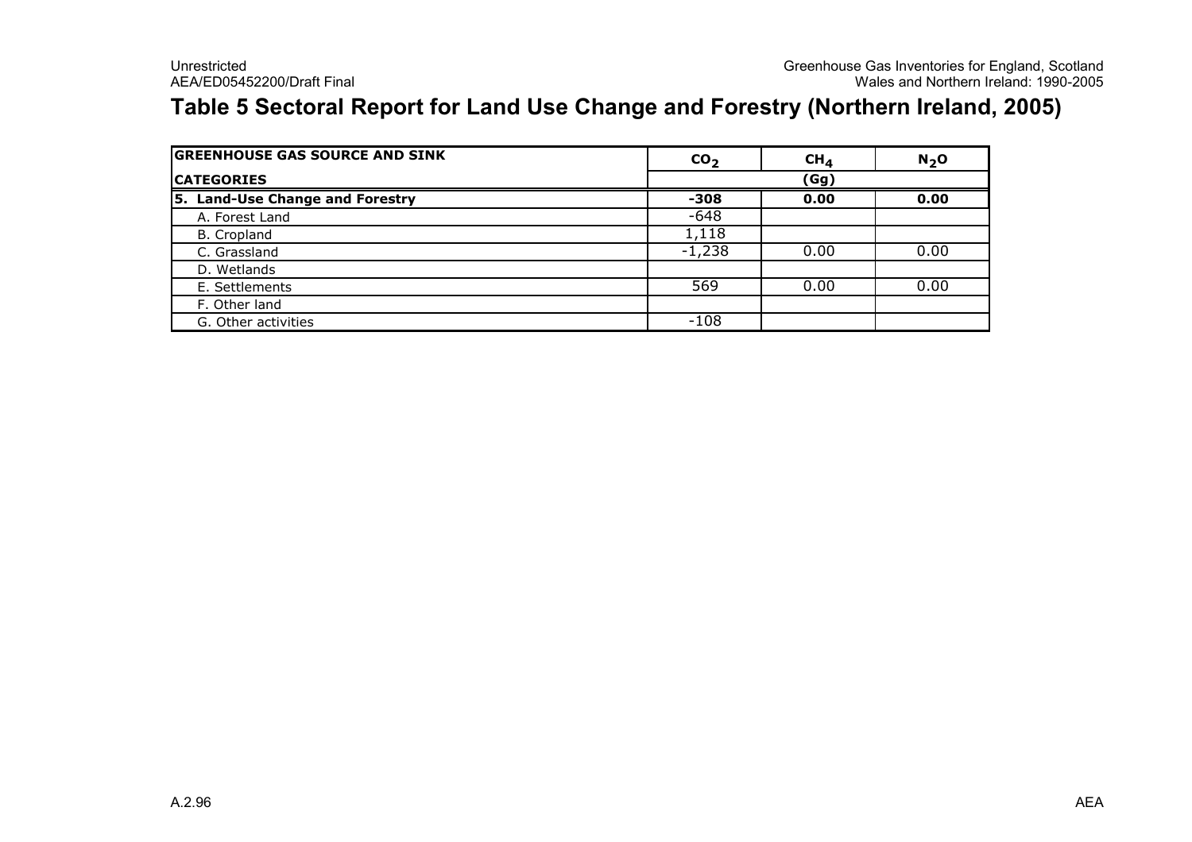# Table 5 Sectoral Report for Land Use Change and Forestry (Northern Ireland, 2005)

| GREENHOUSE GAS SOURCE AND SINK | $CO_2$ | $CH_4$ | $N_2O$ |
|---|---|---|---|
| **CATEGORIES** | **(Gg)** | | |
| **5. Land-Use Change and Forestry** | **-308** | **0.00** | **0.00** |
| A. Forest Land | -648 | | |
| B. Cropland | 1,118 | | |
| C. Grassland | -1,238 | 0.00 | 0.00 |
| D. Wetlands | | | |
| E. Settlements | 569 | 0.00 | 0.00 |
| F. Other land | | | |
| G. Other activities | -108 | | |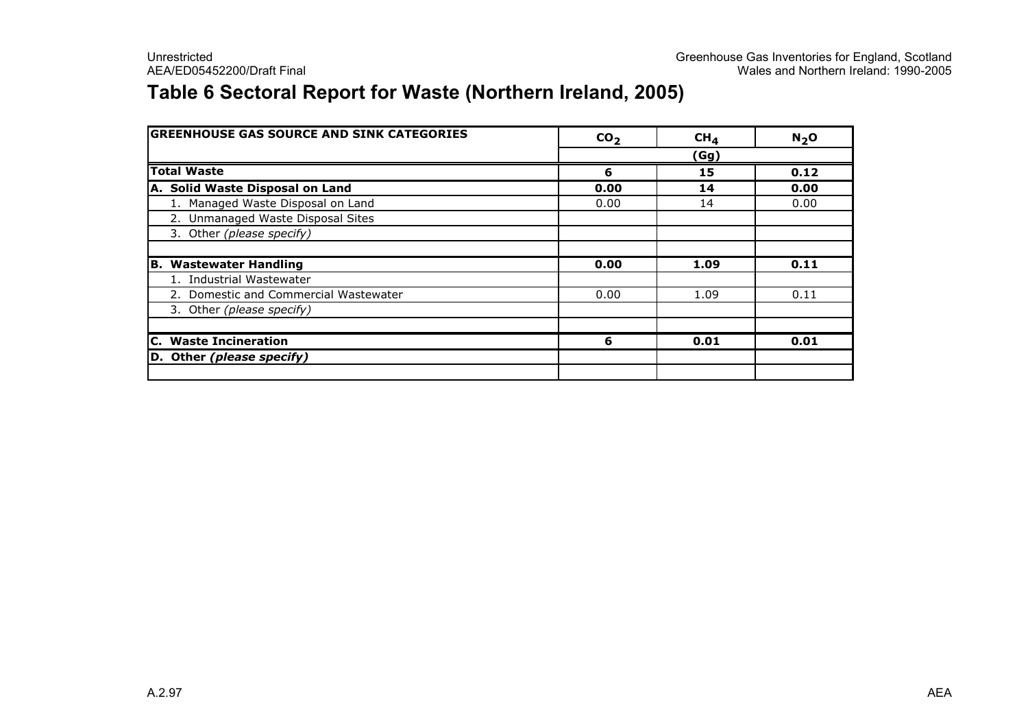## Table 6 Sectoral Report for Waste (Northern Ireland, 2005)

| GREENHOUSE GAS SOURCE AND SINK CATEGORIES | $CO_2$ | $CH_4$ | $N_2O$ |
|---|---|---|---|
| | (Gg) | | |
| **Total Waste** | **6** | **15** | **0.12** |
| **A. Solid Waste Disposal on Land** | **0.00** | **14** | **0.00** |
| 1. Managed Waste Disposal on Land | 0.00 | 14 | 0.00 |
| 2. Unmanaged Waste Disposal Sites | | | |
| 3. Other *(please specify)* | | | |
| | | | |
| **B. Wastewater Handling** | **0.00** | **1.09** | **0.11** |
| 1. Industrial Wastewater | | | |
| 2. Domestic and Commercial Wastewater | 0.00 | 1.09 | 0.11 |
| 3. Other *(please specify)* | | | |
| | | | |
| **C. Waste Incineration** | **6** | **0.01** | **0.01** |
| **D. Other *(please specify)*** | | | |
| | | | |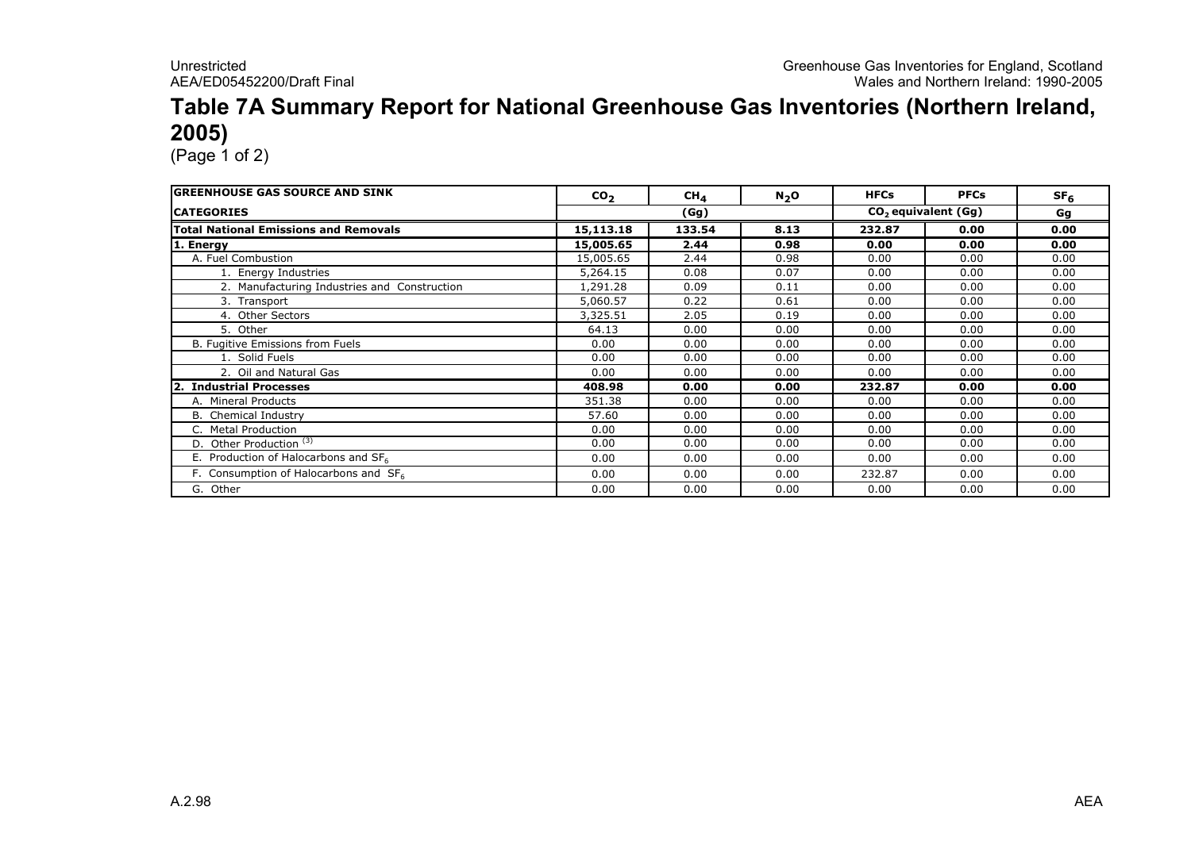# Table 7A Summary Report for National Greenhouse Gas Inventories (Northern Ireland, 2005)

(Page 1 of 2)

| GREENHOUSE GAS SOURCE AND SINK | $CO_2$ | $CH_4$ | $N_2O$ | HFCs | PFCs | $SF_6$ |
|---|---|---|---|---|---|---|
| CATEGORIES | (Gg) | | | $CO_2$ equivalent (Gg) | | Gg |
| **Total National Emissions and Removals** | **15,113.18** | **133.54** | **8.13** | **232.87** | **0.00** | **0.00** |
| **1. Energy** | **15,005.65** | **2.44** | **0.98** | **0.00** | **0.00** | **0.00** |
| A. Fuel Combustion | 15,005.65 | 2.44 | 0.98 | 0.00 | 0.00 | 0.00 |
| 1. Energy Industries | 5,264.15 | 0.08 | 0.07 | 0.00 | 0.00 | 0.00 |
| 2. Manufacturing Industries and Construction | 1,291.28 | 0.09 | 0.11 | 0.00 | 0.00 | 0.00 |
| 3. Transport | 5,060.57 | 0.22 | 0.61 | 0.00 | 0.00 | 0.00 |
| 4. Other Sectors | 3,325.51 | 2.05 | 0.19 | 0.00 | 0.00 | 0.00 |
| 5. Other | 64.13 | 0.00 | 0.00 | 0.00 | 0.00 | 0.00 |
| B. Fugitive Emissions from Fuels | 0.00 | 0.00 | 0.00 | 0.00 | 0.00 | 0.00 |
| 1. Solid Fuels | 0.00 | 0.00 | 0.00 | 0.00 | 0.00 | 0.00 |
| 2. Oil and Natural Gas | 0.00 | 0.00 | 0.00 | 0.00 | 0.00 | 0.00 |
| **2. Industrial Processes** | **408.98** | **0.00** | **0.00** | **232.87** | **0.00** | **0.00** |
| A. Mineral Products | 351.38 | 0.00 | 0.00 | 0.00 | 0.00 | 0.00 |
| B. Chemical Industry | 57.60 | 0.00 | 0.00 | 0.00 | 0.00 | 0.00 |
| C. Metal Production | 0.00 | 0.00 | 0.00 | 0.00 | 0.00 | 0.00 |
| D. Other Production [(3)] | 0.00 | 0.00 | 0.00 | 0.00 | 0.00 | 0.00 |
| E. Production of Halocarbons and $SF_6$ | 0.00 | 0.00 | 0.00 | 0.00 | 0.00 | 0.00 |
| F. Consumption of Halocarbons and $SF_6$ | 0.00 | 0.00 | 0.00 | 232.87 | 0.00 | 0.00 |
| G. Other | 0.00 | 0.00 | 0.00 | 0.00 | 0.00 | 0.00 |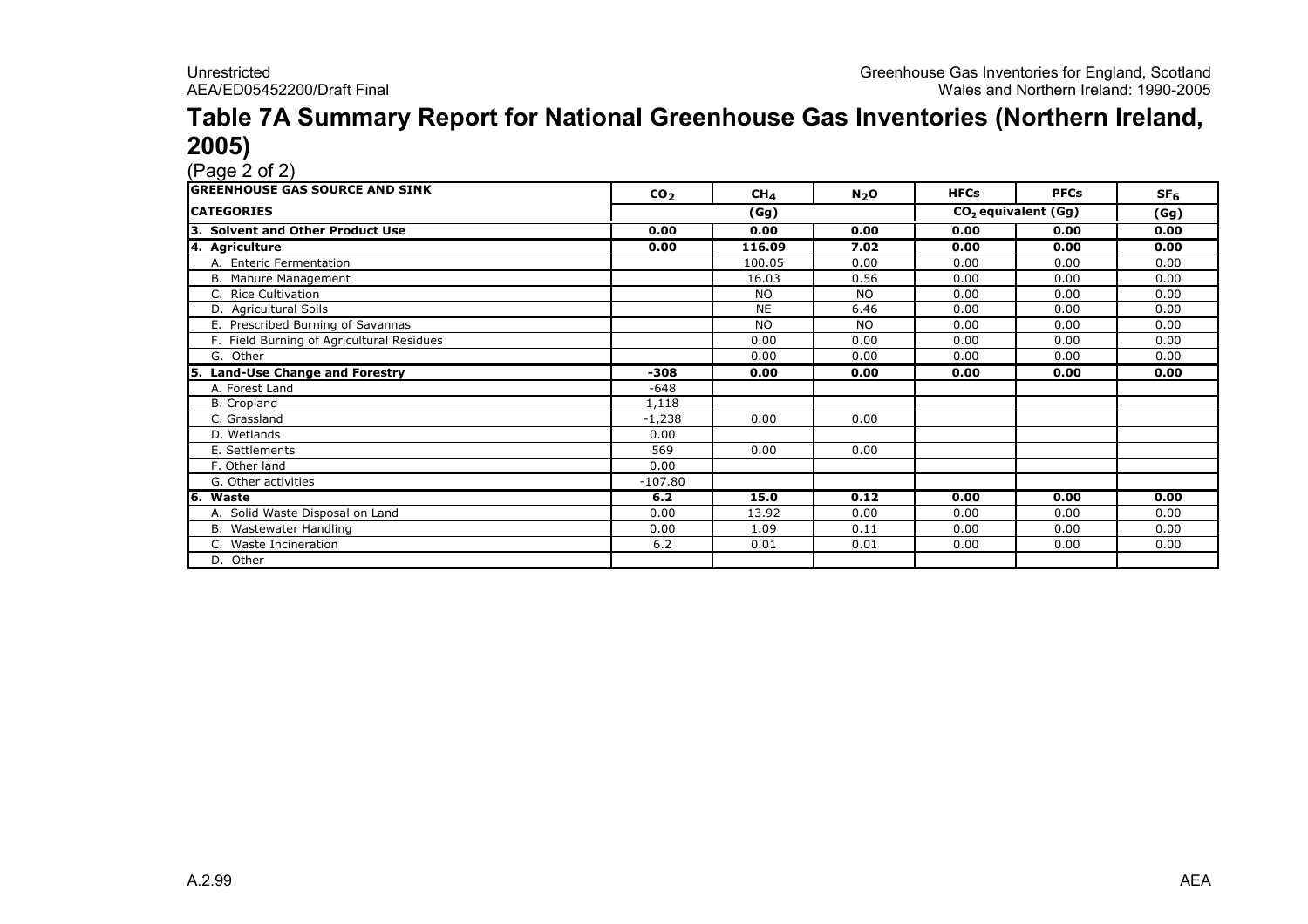# Table 7A Summary Report for National Greenhouse Gas Inventories (Northern Ireland, 2005)

(Page 2 of 2)

| GREENHOUSE GAS SOURCE AND SINK | $CO_2$ | $CH_4$ | $N_2O$ | HFCs | PFCs | $SF_6$ |
|---|---|---|---|---|---|---|
| CATEGORIES | (Gg) | | | $CO_2$ equivalent (Gg) | | (Gg) |
| **3. Solvent and Other Product Use** | **0.00** | **0.00** | **0.00** | **0.00** | **0.00** | **0.00** |
| **4. Agriculture** | **0.00** | **116.09** | **7.02** | **0.00** | **0.00** | **0.00** |
| A. Enteric Fermentation | | 100.05 | 0.00 | 0.00 | 0.00 | 0.00 |
| B. Manure Management | | 16.03 | 0.56 | 0.00 | 0.00 | 0.00 |
| C. Rice Cultivation | | NO | NO | 0.00 | 0.00 | 0.00 |
| D. Agricultural Soils | | NE | 6.46 | 0.00 | 0.00 | 0.00 |
| E. Prescribed Burning of Savannas | | NO | NO | 0.00 | 0.00 | 0.00 |
| F. Field Burning of Agricultural Residues | | 0.00 | 0.00 | 0.00 | 0.00 | 0.00 |
| G. Other | | 0.00 | 0.00 | 0.00 | 0.00 | 0.00 |
| **5. Land-Use Change and Forestry** | **-308** | **0.00** | **0.00** | **0.00** | **0.00** | **0.00** |
| A. Forest Land | -648 | | | | | |
| B. Cropland | 1,118 | | | | | |
| C. Grassland | -1,238 | 0.00 | 0.00 | | | |
| D. Wetlands | 0.00 | | | | | |
| E. Settlements | 569 | 0.00 | 0.00 | | | |
| F. Other land | 0.00 | | | | | |
| G. Other activities | -107.80 | | | | | |
| **6. Waste** | **6.2** | **15.0** | **0.12** | **0.00** | **0.00** | **0.00** |
| A. Solid Waste Disposal on Land | 0.00 | 13.92 | 0.00 | 0.00 | 0.00 | 0.00 |
| B. Wastewater Handling | 0.00 | 1.09 | 0.11 | 0.00 | 0.00 | 0.00 |
| C. Waste Incineration | 6.2 | 0.01 | 0.01 | 0.00 | 0.00 | 0.00 |
| D. Other | | | | | | |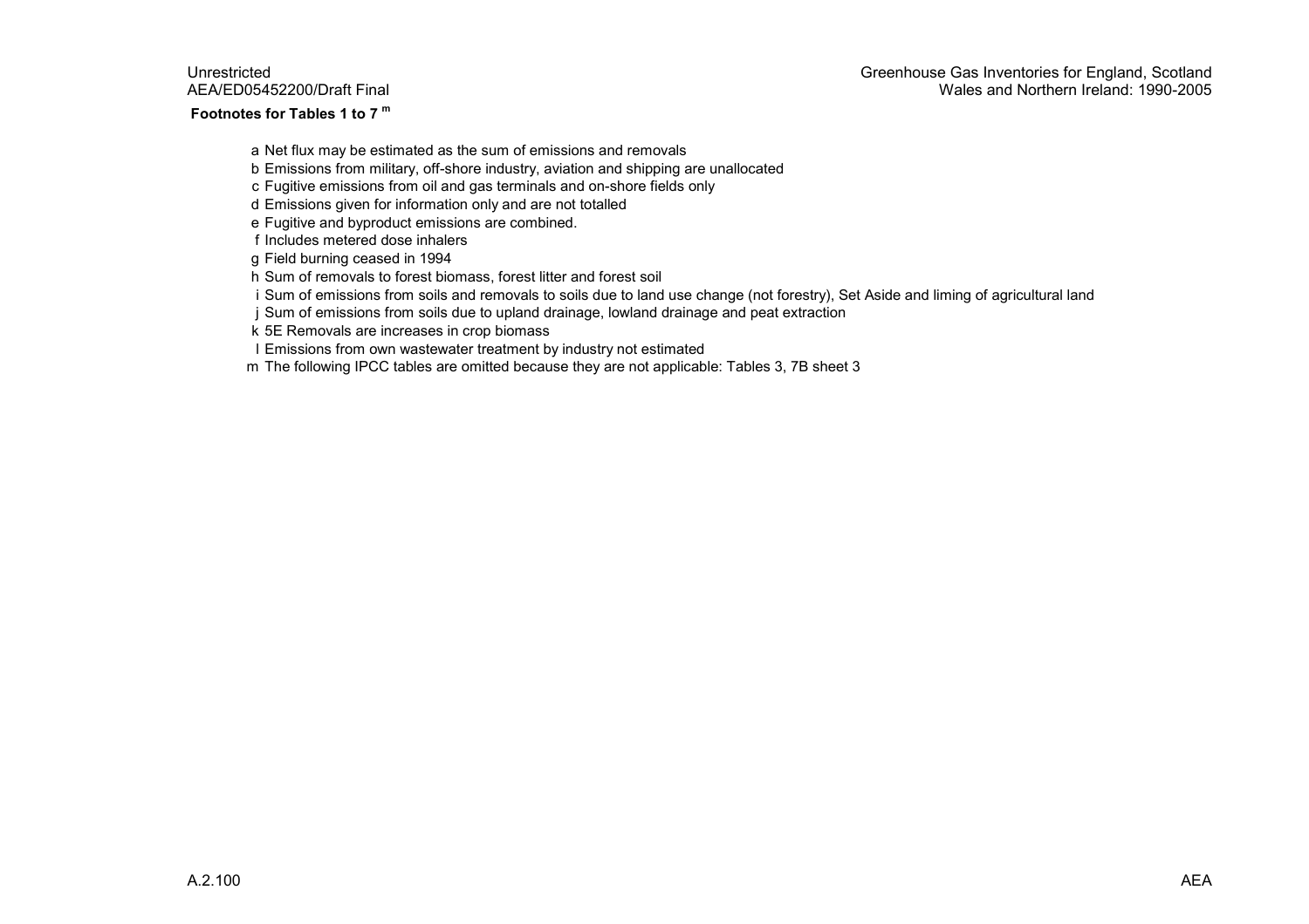**Footnotes for Tables 1 to 7 [m]**

- a Net flux may be estimated as the sum of emissions and removals
- b Emissions from military, off-shore industry, aviation and shipping are unallocated
- c Fugitive emissions from oil and gas terminals and on-shore fields only
- d Emissions given for information only and are not totalled
- e Fugitive and byproduct emissions are combined.
- f Includes metered dose inhalers
- g Field burning ceased in 1994
- h Sum of removals to forest biomass, forest litter and forest soil
- i Sum of emissions from soils and removals to soils due to land use change (not forestry), Set Aside and liming of agricultural land
- j Sum of emissions from soils due to upland drainage, lowland drainage and peat extraction
- k 5E Removals are increases in crop biomass
- l Emissions from own wastewater treatment by industry not estimated
- m The following IPCC tables are omitted because they are not applicable: Tables 3, 7B sheet 3